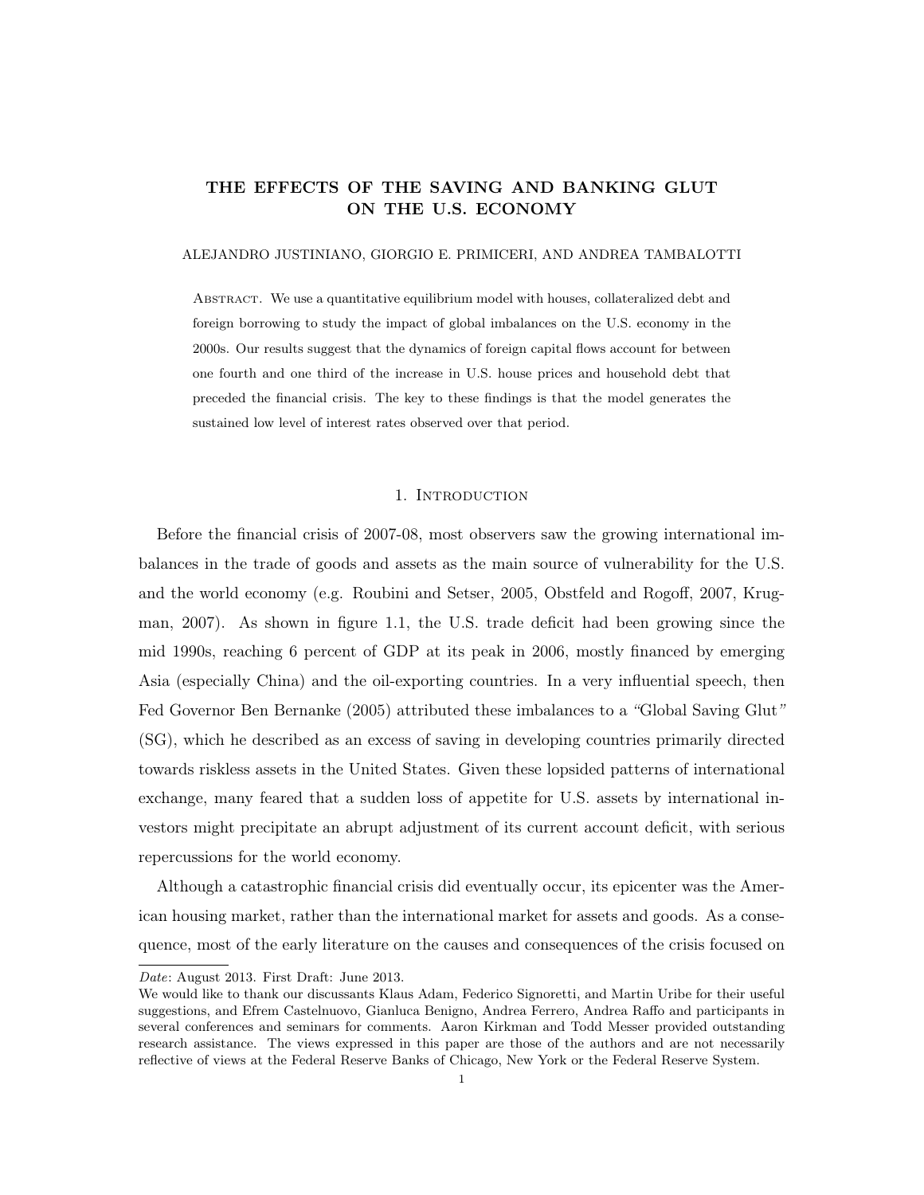# THE EFFECTS OF THE SAVING AND BANKING GLUT ON THE U.S. ECONOMY

ALEJANDRO JUSTINIANO, GIORGIO E. PRIMICERI, AND ANDREA TAMBALOTTI

Abstract. We use a quantitative equilibrium model with houses, collateralized debt and foreign borrowing to study the impact of global imbalances on the U.S. economy in the 2000s. Our results suggest that the dynamics of foreign capital flows account for between one fourth and one third of the increase in U.S. house prices and household debt that preceded the financial crisis. The key to these findings is that the model generates the sustained low level of interest rates observed over that period.

## 1. Introduction

Before the financial crisis of 2007-08, most observers saw the growing international imbalances in the trade of goods and assets as the main source of vulnerability for the U.S. and the world economy (e.g. Roubini and Setser, 2005, Obstfeld and Rogoff, 2007, Krugman, 2007). As shown in figure 1.1, the U.S. trade deficit had been growing since the mid 1990s, reaching 6 percent of GDP at its peak in 2006, mostly financed by emerging Asia (especially China) and the oil-exporting countries. In a very influential speech, then Fed Governor Ben Bernanke (2005) attributed these imbalances to a *"Global Saving Glut"* (SG), which he described as an excess of saving in developing countries primarily directed towards riskless assets in the United States. Given these lopsided patterns of international exchange, many feared that a sudden loss of appetite for U.S. assets by international investors might precipitate an abrupt adjustment of its current account deficit, with serious repercussions for the world economy.

Although a catastrophic financial crisis did eventually occur, its epicenter was the American housing market, rather than the international market for assets and goods. As a consequence, most of the early literature on the causes and consequences of the crisis focused on

---

*Date*: August 2013. First Draft: June 2013.

We would like to thank our discussants Klaus Adam, Federico Signoretti, and Martin Uribe for their useful suggestions, and Efrem Castelnuovo, Gianluca Benigno, Andrea Ferrero, Andrea Raffo and participants in several conferences and seminars for comments. Aaron Kirkman and Todd Messer provided outstanding research assistance. The views expressed in this paper are those of the authors and are not necessarily reflective of views at the Federal Reserve Banks of Chicago, New York or the Federal Reserve System.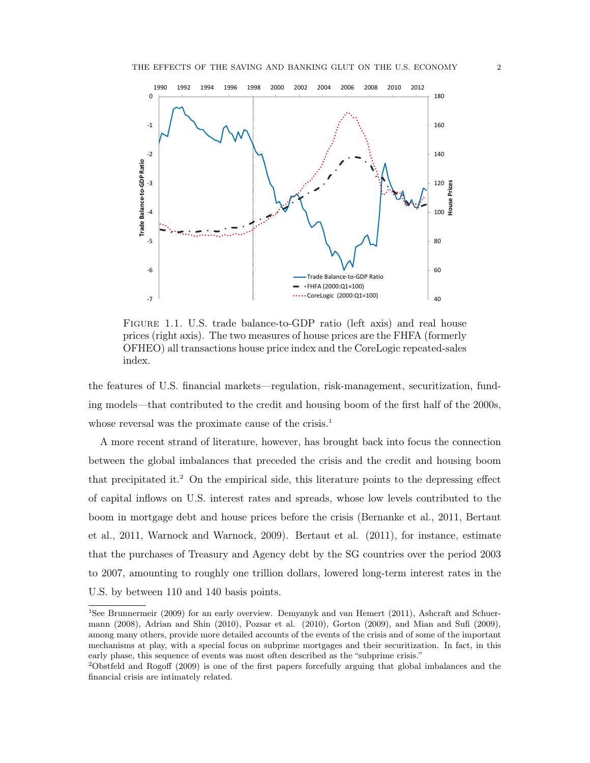FIGURE 1.1. U.S. trade balance-to-GDP ratio (left axis) and real house prices (right axis). The two measures of house prices are the FHFA (formerly OFHEO) all transactions house price index and the CoreLogic repeated-sales index.

the features of U.S. financial markets—regulation, risk-management, securitization, funding models—that contributed to the credit and housing boom of the first half of the 2000s, whose reversal was the proximate cause of the crisis.[1]

A more recent strand of literature, however, has brought back into focus the connection between the global imbalances that preceded the crisis and the credit and housing boom that precipitated it.[2] On the empirical side, this literature points to the depressing effect of capital inflows on U.S. interest rates and spreads, whose low levels contributed to the boom in mortgage debt and house prices before the crisis (Bernanke et al., 2011, Bertaut et al., 2011, Warnock and Warnock, 2009). Bertaut et al. (2011), for instance, estimate that the purchases of Treasury and Agency debt by the SG countries over the period 2003 to 2007, amounting to roughly one trillion dollars, lowered long-term interest rates in the U.S. by between 110 and 140 basis points.

[1] See Brunnermeir (2009) for an early overview. Demyanyk and van Hemert (2011), Ashcraft and Schuermann (2008), Adrian and Shin (2010), Pozsar et al. (2010), Gorton (2009), and Mian and Sufi (2009), among many others, provide more detailed accounts of the events of the crisis and of some of the important mechanisms at play, with a special focus on subprime mortgages and their securitization. In fact, in this early phase, this sequence of events was most often described as the "subprime crisis."

[2] Obstfeld and Rogoff (2009) is one of the first papers forcefully arguing that global imbalances and the financial crisis are intimately related.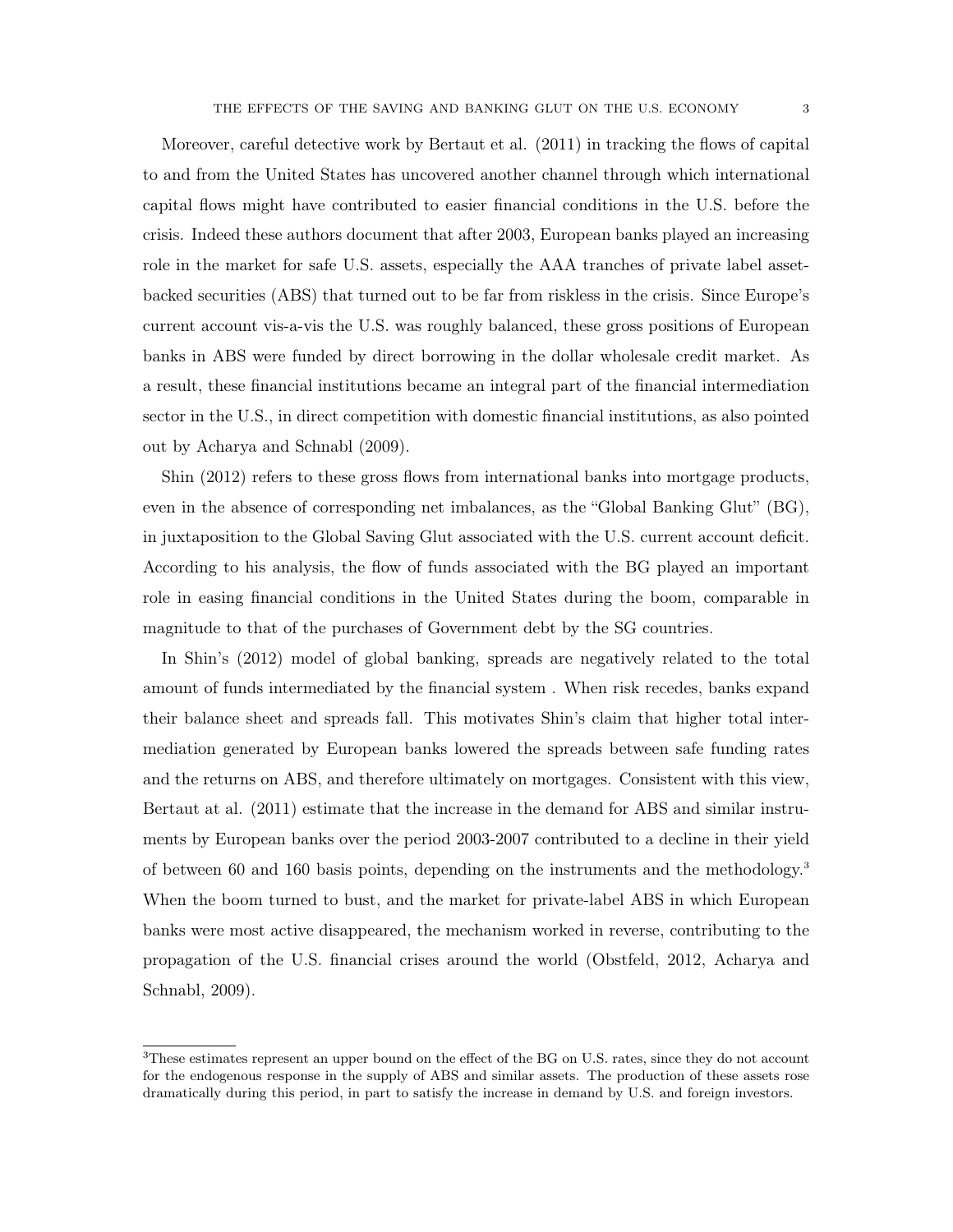Moreover, careful detective work by Bertaut et al. (2011) in tracking the flows of capital to and from the United States has uncovered another channel through which international capital flows might have contributed to easier financial conditions in the U.S. before the crisis. Indeed these authors document that after 2003, European banks played an increasing role in the market for safe U.S. assets, especially the AAA tranches of private label asset-backed securities (ABS) that turned out to be far from riskless in the crisis. Since Europe's current account vis-a-vis the U.S. was roughly balanced, these gross positions of European banks in ABS were funded by direct borrowing in the dollar wholesale credit market. As a result, these financial institutions became an integral part of the financial intermediation sector in the U.S., in direct competition with domestic financial institutions, as also pointed out by Acharya and Schnabl (2009).

Shin (2012) refers to these gross flows from international banks into mortgage products, even in the absence of corresponding net imbalances, as the "Global Banking Glut" (BG), in juxtaposition to the Global Saving Glut associated with the U.S. current account deficit. According to his analysis, the flow of funds associated with the BG played an important role in easing financial conditions in the United States during the boom, comparable in magnitude to that of the purchases of Government debt by the SG countries.

In Shin's (2012) model of global banking, spreads are negatively related to the total amount of funds intermediated by the financial system . When risk recedes, banks expand their balance sheet and spreads fall. This motivates Shin's claim that higher total intermediation generated by European banks lowered the spreads between safe funding rates and the returns on ABS, and therefore ultimately on mortgages. Consistent with this view, Bertaut at al. (2011) estimate that the increase in the demand for ABS and similar instruments by European banks over the period 2003-2007 contributed to a decline in their yield of between 60 and 160 basis points, depending on the instruments and the methodology.[3] When the boom turned to bust, and the market for private-label ABS in which European banks were most active disappeared, the mechanism worked in reverse, contributing to the propagation of the U.S. financial crises around the world (Obstfeld, 2012, Acharya and Schnabl, 2009).

[3]These estimates represent an upper bound on the effect of the BG on U.S. rates, since they do not account for the endogenous response in the supply of ABS and similar assets. The production of these assets rose dramatically during this period, in part to satisfy the increase in demand by U.S. and foreign investors.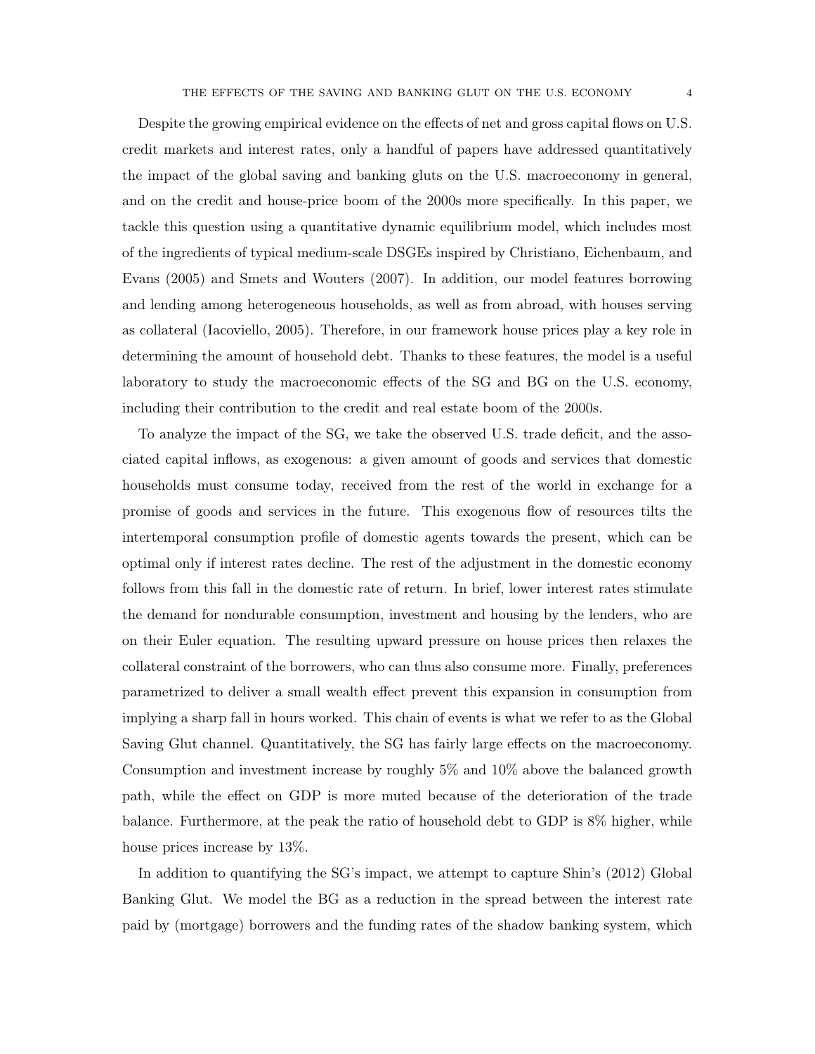Despite the growing empirical evidence on the effects of net and gross capital flows on U.S. credit markets and interest rates, only a handful of papers have addressed quantitatively the impact of the global saving and banking gluts on the U.S. macroeconomy in general, and on the credit and house-price boom of the 2000s more specifically. In this paper, we tackle this question using a quantitative dynamic equilibrium model, which includes most of the ingredients of typical medium-scale DSGEs inspired by Christiano, Eichenbaum, and Evans (2005) and Smets and Wouters (2007). In addition, our model features borrowing and lending among heterogeneous households, as well as from abroad, with houses serving as collateral (Iacoviello, 2005). Therefore, in our framework house prices play a key role in determining the amount of household debt. Thanks to these features, the model is a useful laboratory to study the macroeconomic effects of the SG and BG on the U.S. economy, including their contribution to the credit and real estate boom of the 2000s.

To analyze the impact of the SG, we take the observed U.S. trade deficit, and the associated capital inflows, as exogenous: a given amount of goods and services that domestic households must consume today, received from the rest of the world in exchange for a promise of goods and services in the future. This exogenous flow of resources tilts the intertemporal consumption profile of domestic agents towards the present, which can be optimal only if interest rates decline. The rest of the adjustment in the domestic economy follows from this fall in the domestic rate of return. In brief, lower interest rates stimulate the demand for nondurable consumption, investment and housing by the lenders, who are on their Euler equation. The resulting upward pressure on house prices then relaxes the collateral constraint of the borrowers, who can thus also consume more. Finally, preferences parametrized to deliver a small wealth effect prevent this expansion in consumption from implying a sharp fall in hours worked. This chain of events is what we refer to as the Global Saving Glut channel. Quantitatively, the SG has fairly large effects on the macroeconomy. Consumption and investment increase by roughly 5% and 10% above the balanced growth path, while the effect on GDP is more muted because of the deterioration of the trade balance. Furthermore, at the peak the ratio of household debt to GDP is 8% higher, while house prices increase by 13%.

In addition to quantifying the SG's impact, we attempt to capture Shin's (2012) Global Banking Glut. We model the BG as a reduction in the spread between the interest rate paid by (mortgage) borrowers and the funding rates of the shadow banking system, which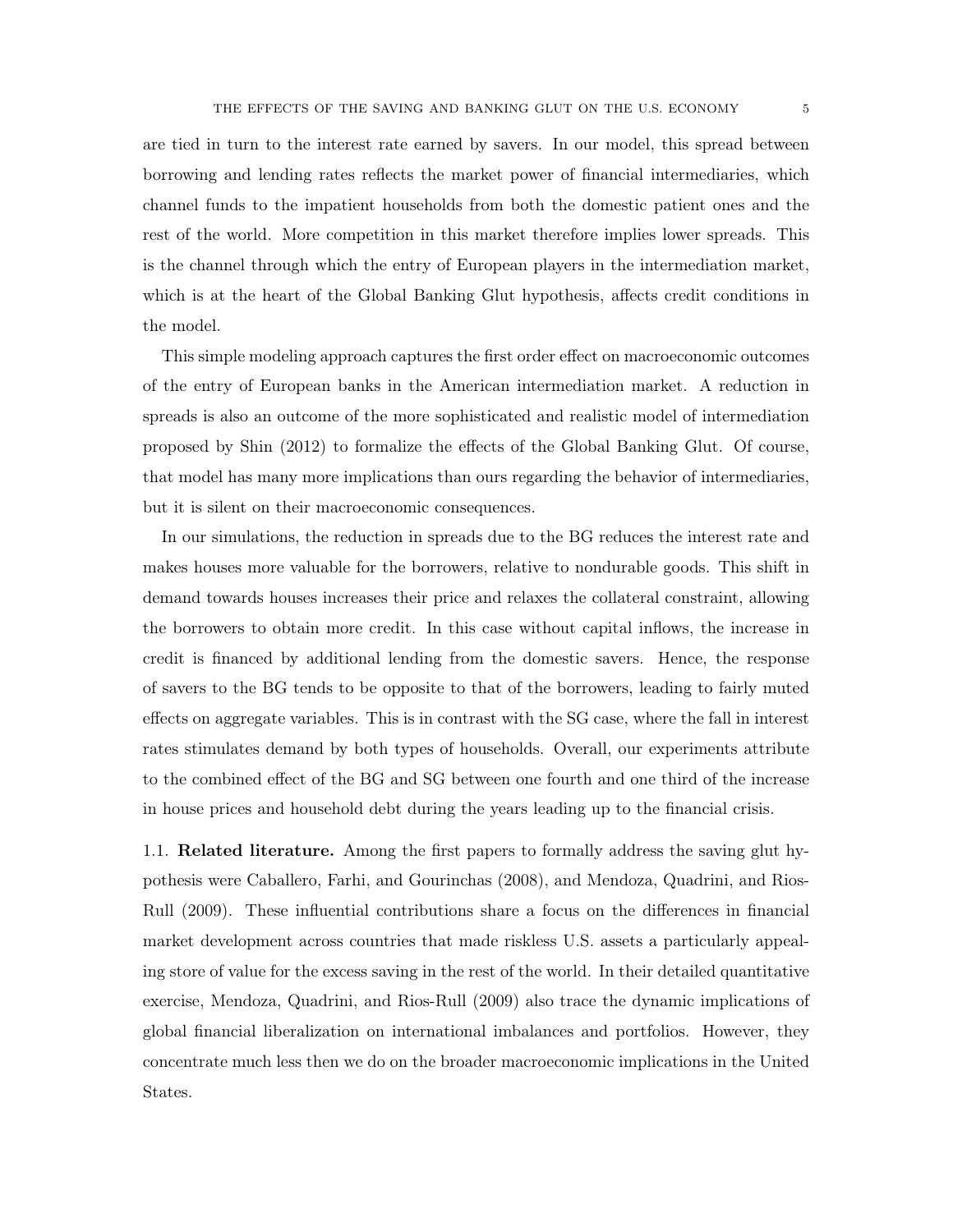are tied in turn to the interest rate earned by savers. In our model, this spread between borrowing and lending rates reflects the market power of financial intermediaries, which channel funds to the impatient households from both the domestic patient ones and the rest of the world. More competition in this market therefore implies lower spreads. This is the channel through which the entry of European players in the intermediation market, which is at the heart of the Global Banking Glut hypothesis, affects credit conditions in the model.

This simple modeling approach captures the first order effect on macroeconomic outcomes of the entry of European banks in the American intermediation market. A reduction in spreads is also an outcome of the more sophisticated and realistic model of intermediation proposed by Shin (2012) to formalize the effects of the Global Banking Glut. Of course, that model has many more implications than ours regarding the behavior of intermediaries, but it is silent on their macroeconomic consequences.

In our simulations, the reduction in spreads due to the BG reduces the interest rate and makes houses more valuable for the borrowers, relative to nondurable goods. This shift in demand towards houses increases their price and relaxes the collateral constraint, allowing the borrowers to obtain more credit. In this case without capital inflows, the increase in credit is financed by additional lending from the domestic savers. Hence, the response of savers to the BG tends to be opposite to that of the borrowers, leading to fairly muted effects on aggregate variables. This is in contrast with the SG case, where the fall in interest rates stimulates demand by both types of households. Overall, our experiments attribute to the combined effect of the BG and SG between one fourth and one third of the increase in house prices and household debt during the years leading up to the financial crisis.

1.1. **Related literature.** Among the first papers to formally address the saving glut hypothesis were Caballero, Farhi, and Gourinchas (2008), and Mendoza, Quadrini, and Rios-Rull (2009). These influential contributions share a focus on the differences in financial market development across countries that made riskless U.S. assets a particularly appealing store of value for the excess saving in the rest of the world. In their detailed quantitative exercise, Mendoza, Quadrini, and Rios-Rull (2009) also trace the dynamic implications of global financial liberalization on international imbalances and portfolios. However, they concentrate much less then we do on the broader macroeconomic implications in the United States.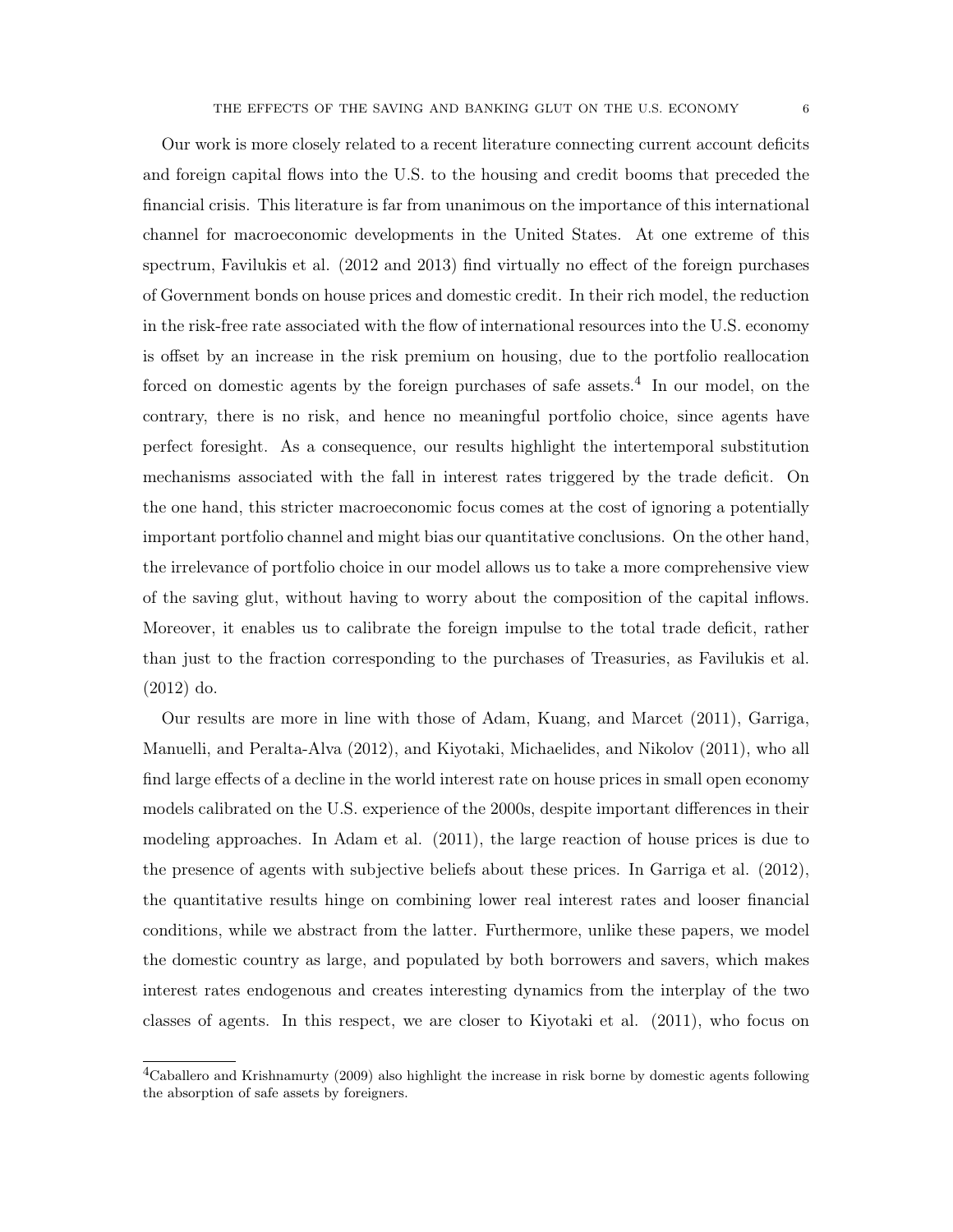Our work is more closely related to a recent literature connecting current account deficits and foreign capital flows into the U.S. to the housing and credit booms that preceded the financial crisis. This literature is far from unanimous on the importance of this international channel for macroeconomic developments in the United States. At one extreme of this spectrum, Favilukis et al. (2012 and 2013) find virtually no effect of the foreign purchases of Government bonds on house prices and domestic credit. In their rich model, the reduction in the risk-free rate associated with the flow of international resources into the U.S. economy is offset by an increase in the risk premium on housing, due to the portfolio reallocation forced on domestic agents by the foreign purchases of safe assets.[4] In our model, on the contrary, there is no risk, and hence no meaningful portfolio choice, since agents have perfect foresight. As a consequence, our results highlight the intertemporal substitution mechanisms associated with the fall in interest rates triggered by the trade deficit. On the one hand, this stricter macroeconomic focus comes at the cost of ignoring a potentially important portfolio channel and might bias our quantitative conclusions. On the other hand, the irrelevance of portfolio choice in our model allows us to take a more comprehensive view of the saving glut, without having to worry about the composition of the capital inflows. Moreover, it enables us to calibrate the foreign impulse to the total trade deficit, rather than just to the fraction corresponding to the purchases of Treasuries, as Favilukis et al. (2012) do.

Our results are more in line with those of Adam, Kuang, and Marcet (2011), Garriga, Manuelli, and Peralta-Alva (2012), and Kiyotaki, Michaelides, and Nikolov (2011), who all find large effects of a decline in the world interest rate on house prices in small open economy models calibrated on the U.S. experience of the 2000s, despite important differences in their modeling approaches. In Adam et al. (2011), the large reaction of house prices is due to the presence of agents with subjective beliefs about these prices. In Garriga et al. (2012), the quantitative results hinge on combining lower real interest rates and looser financial conditions, while we abstract from the latter. Furthermore, unlike these papers, we model the domestic country as large, and populated by both borrowers and savers, which makes interest rates endogenous and creates interesting dynamics from the interplay of the two classes of agents. In this respect, we are closer to Kiyotaki et al. (2011), who focus on

[4] Caballero and Krishnamurty (2009) also highlight the increase in risk borne by domestic agents following the absorption of safe assets by foreigners.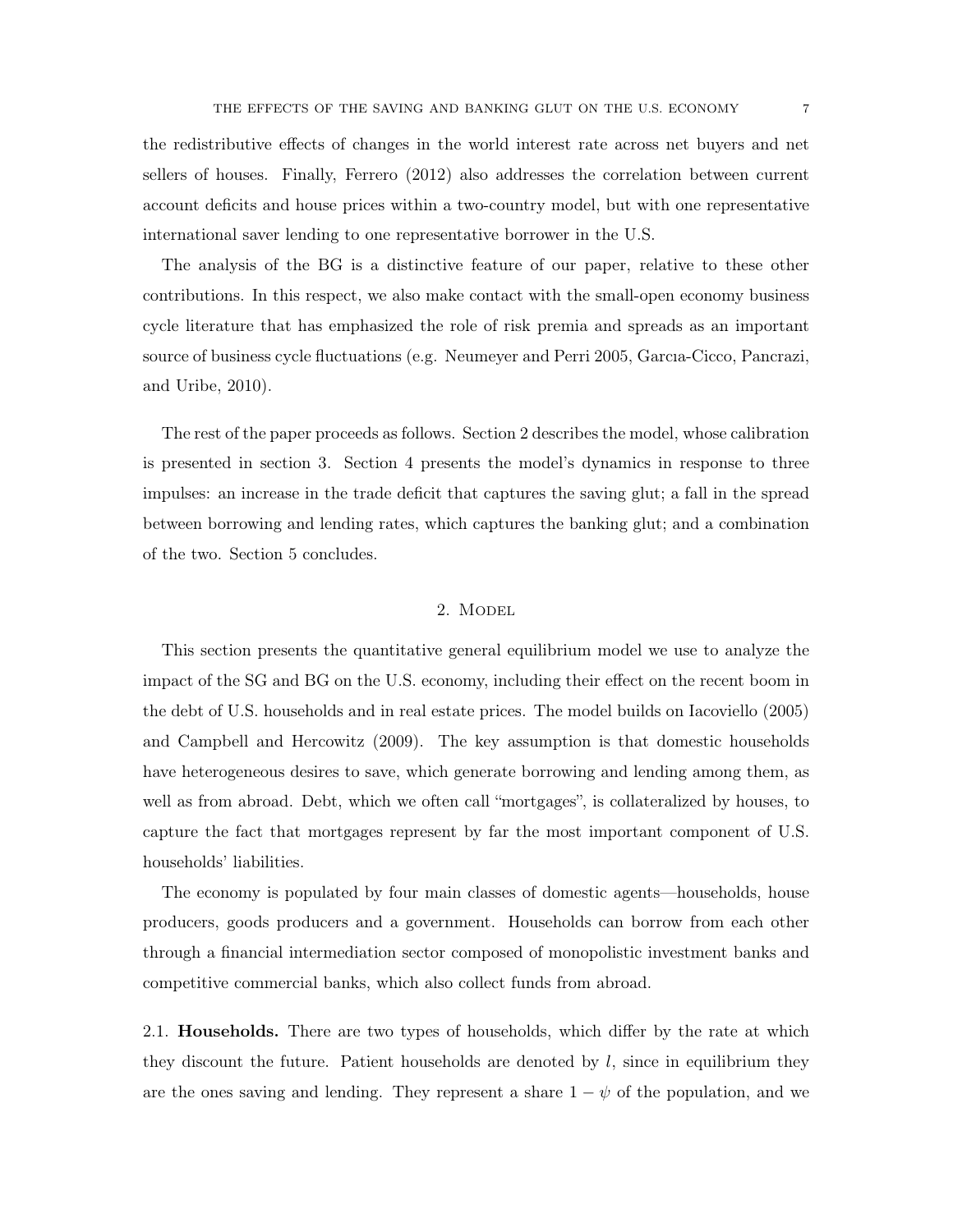the redistributive effects of changes in the world interest rate across net buyers and net sellers of houses. Finally, Ferrero (2012) also addresses the correlation between current account deficits and house prices within a two-country model, but with one representative international saver lending to one representative borrower in the U.S.

The analysis of the BG is a distinctive feature of our paper, relative to these other contributions. In this respect, we also make contact with the small-open economy business cycle literature that has emphasized the role of risk premia and spreads as an important source of business cycle fluctuations (e.g. Neumeyer and Perri 2005, Garcıa-Cicco, Pancrazi, and Uribe, 2010).

The rest of the paper proceeds as follows. Section 2 describes the model, whose calibration is presented in section 3. Section 4 presents the model's dynamics in response to three impulses: an increase in the trade deficit that captures the saving glut; a fall in the spread between borrowing and lending rates, which captures the banking glut; and a combination of the two. Section 5 concludes.

## 2. Model

This section presents the quantitative general equilibrium model we use to analyze the impact of the SG and BG on the U.S. economy, including their effect on the recent boom in the debt of U.S. households and in real estate prices. The model builds on Iacoviello (2005) and Campbell and Hercowitz (2009). The key assumption is that domestic households have heterogeneous desires to save, which generate borrowing and lending among them, as well as from abroad. Debt, which we often call "mortgages", is collateralized by houses, to capture the fact that mortgages represent by far the most important component of U.S. households' liabilities.

The economy is populated by four main classes of domestic agents—households, house producers, goods producers and a government. Households can borrow from each other through a financial intermediation sector composed of monopolistic investment banks and competitive commercial banks, which also collect funds from abroad.

### 2.1. **Households.**

There are two types of households, which differ by the rate at which they discount the future. Patient households are denoted by $l$, since in equilibrium they are the ones saving and lending. They represent a share $1 - \psi$ of the population, and we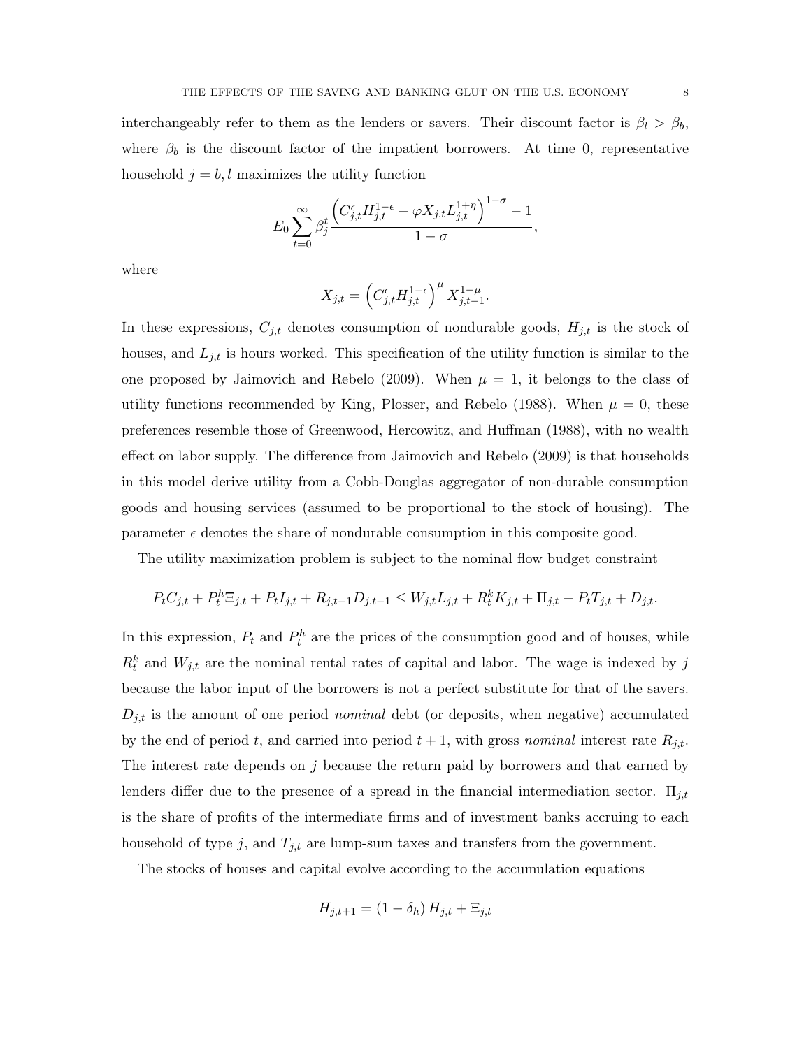interchangeably refer to them as the lenders or savers. Their discount factor is $\beta_l > \beta_b$, where $\beta_b$ is the discount factor of the impatient borrowers. At time 0, representative household $j = b, l$ maximizes the utility function

$$E_0 \sum_{t=0}^{\infty} \beta_j^t \frac{\left(C_{j,t}^{\epsilon} H_{j,t}^{1-\epsilon} - \varphi X_{j,t} L_{j,t}^{1+\eta}\right)^{1-\sigma} - 1}{1-\sigma},$$

where

$$X_{j,t} = \left(C_{j,t}^{\epsilon} H_{j,t}^{1-\epsilon}\right)^{\mu} X_{j,t-1}^{1-\mu}.$$

In these expressions, $C_{j,t}$ denotes consumption of nondurable goods, $H_{j,t}$ is the stock of houses, and $L_{j,t}$ is hours worked. This specification of the utility function is similar to the one proposed by Jaimovich and Rebelo (2009). When $\mu = 1$, it belongs to the class of utility functions recommended by King, Plosser, and Rebelo (1988). When $\mu = 0$, these preferences resemble those of Greenwood, Hercowitz, and Huffman (1988), with no wealth effect on labor supply. The difference from Jaimovich and Rebelo (2009) is that households in this model derive utility from a Cobb-Douglas aggregator of non-durable consumption goods and housing services (assumed to be proportional to the stock of housing). The parameter $\epsilon$ denotes the share of nondurable consumption in this composite good.

The utility maximization problem is subject to the nominal flow budget constraint

$$P_t C_{j,t} + P_t^h \Xi_{j,t} + P_t I_{j,t} + R_{j,t-1} D_{j,t-1} \leq W_{j,t} L_{j,t} + R_t^k K_{j,t} + \Pi_{j,t} - P_t T_{j,t} + D_{j,t}.$$

In this expression, $P_t$ and $P_t^h$ are the prices of the consumption good and of houses, while $R_t^k$ and $W_{j,t}$ are the nominal rental rates of capital and labor. The wage is indexed by $j$ because the labor input of the borrowers is not a perfect substitute for that of the savers. $D_{j,t}$ is the amount of one period *nominal* debt (or deposits, when negative) accumulated by the end of period $t$, and carried into period $t+1$, with gross *nominal* interest rate $R_{j,t}$. The interest rate depends on $j$ because the return paid by borrowers and that earned by lenders differ due to the presence of a spread in the financial intermediation sector. $\Pi_{j,t}$ is the share of profits of the intermediate firms and of investment banks accruing to each household of type $j$, and $T_{j,t}$ are lump-sum taxes and transfers from the government.

The stocks of houses and capital evolve according to the accumulation equations

$$H_{j,t+1} = (1 - \delta_h) H_{j,t} + \Xi_{j,t}$$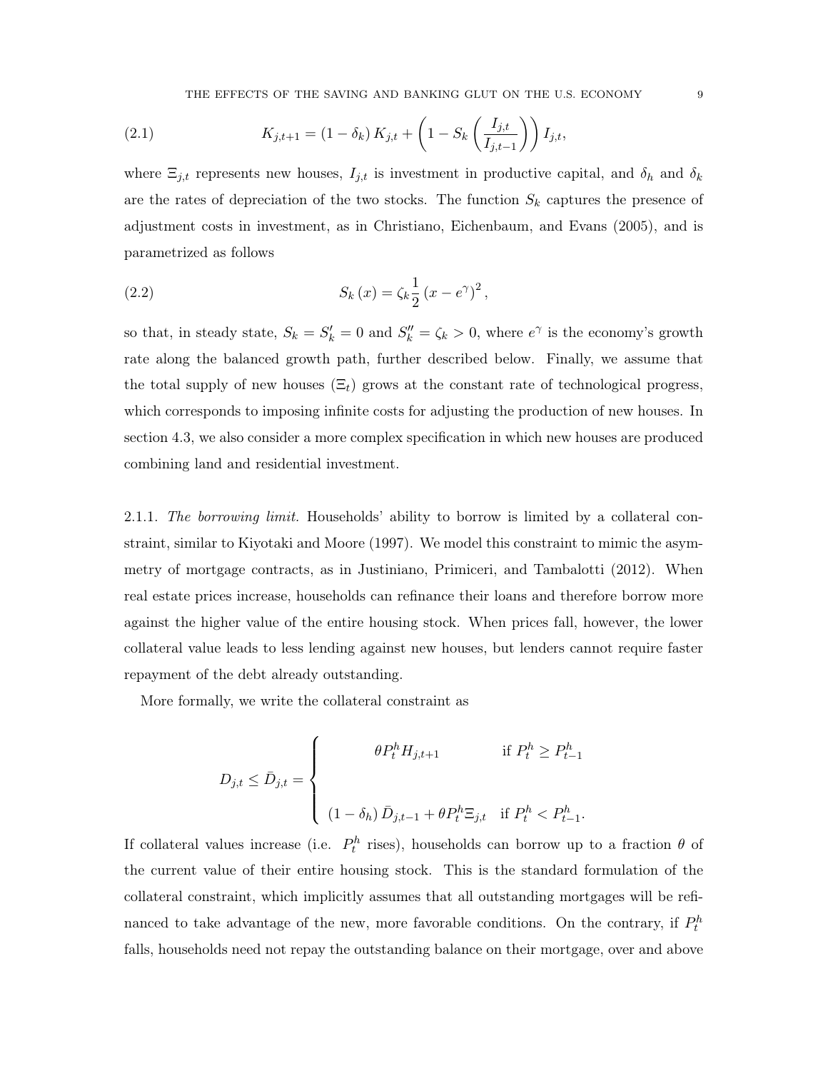$$K_{j,t+1} = (1 - \delta_k) K_{j,t} + \left(1 - S_k\left(\frac{I_{j,t}}{I_{j,t-1}}\right)\right) I_{j,t}, \tag{2.1}$$

where $\Xi_{j,t}$ represents new houses, $I_{j,t}$ is investment in productive capital, and $\delta_h$ and $\delta_k$ are the rates of depreciation of the two stocks. The function $S_k$ captures the presence of adjustment costs in investment, as in Christiano, Eichenbaum, and Evans (2005), and is parametrized as follows

$$S_k(x) = \zeta_k \frac{1}{2}\left(x - e^{\gamma}\right)^2, \tag{2.2}$$

so that, in steady state, $S_k = S_k' = 0$ and $S_k'' = \zeta_k > 0$, where $e^{\gamma}$ is the economy's growth rate along the balanced growth path, further described below. Finally, we assume that the total supply of new houses ($\Xi_t$) grows at the constant rate of technological progress, which corresponds to imposing infinite costs for adjusting the production of new houses. In section 4.3, we also consider a more complex specification in which new houses are produced combining land and residential investment.

2.1.1. *The borrowing limit.* Households' ability to borrow is limited by a collateral constraint, similar to Kiyotaki and Moore (1997). We model this constraint to mimic the asymmetry of mortgage contracts, as in Justiniano, Primiceri, and Tambalotti (2012). When real estate prices increase, households can refinance their loans and therefore borrow more against the higher value of the entire housing stock. When prices fall, however, the lower collateral value leads to less lending against new houses, but lenders cannot require faster repayment of the debt already outstanding.

More formally, we write the collateral constraint as

$$D_{j,t} \leq \bar{D}_{j,t} = \begin{cases} \theta P_t^h H_{j,t+1} & \text{if } P_t^h \geq P_{t-1}^h \\ \\ (1 - \delta_h)\bar{D}_{j,t-1} + \theta P_t^h \Xi_{j,t} & \text{if } P_t^h < P_{t-1}^h. \end{cases}$$

If collateral values increase (i.e. $P_t^h$ rises), households can borrow up to a fraction $\theta$ of the current value of their entire housing stock. This is the standard formulation of the collateral constraint, which implicitly assumes that all outstanding mortgages will be refinanced to take advantage of the new, more favorable conditions. On the contrary, if $P_t^h$ falls, households need not repay the outstanding balance on their mortgage, over and above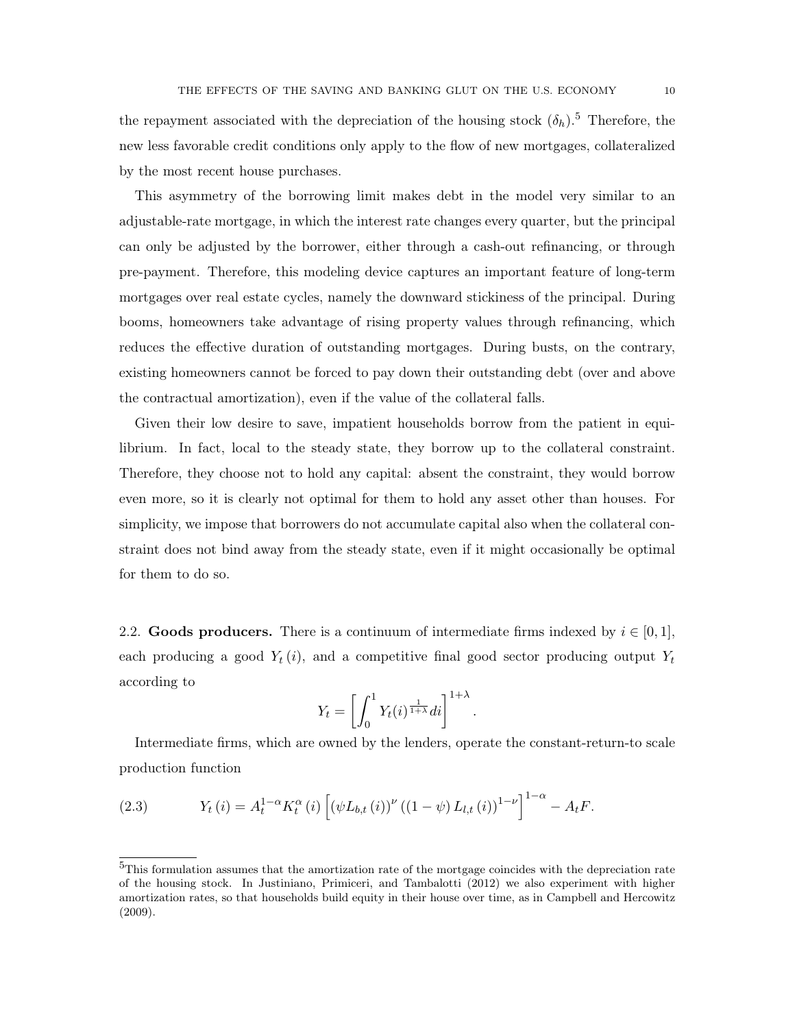the repayment associated with the depreciation of the housing stock ($\delta_h$).[5] Therefore, the new less favorable credit conditions only apply to the flow of new mortgages, collateralized by the most recent house purchases.

This asymmetry of the borrowing limit makes debt in the model very similar to an adjustable-rate mortgage, in which the interest rate changes every quarter, but the principal can only be adjusted by the borrower, either through a cash-out refinancing, or through pre-payment. Therefore, this modeling device captures an important feature of long-term mortgages over real estate cycles, namely the downward stickiness of the principal. During booms, homeowners take advantage of rising property values through refinancing, which reduces the effective duration of outstanding mortgages. During busts, on the contrary, existing homeowners cannot be forced to pay down their outstanding debt (over and above the contractual amortization), even if the value of the collateral falls.

Given their low desire to save, impatient households borrow from the patient in equilibrium. In fact, local to the steady state, they borrow up to the collateral constraint. Therefore, they choose not to hold any capital: absent the constraint, they would borrow even more, so it is clearly not optimal for them to hold any asset other than houses. For simplicity, we impose that borrowers do not accumulate capital also when the collateral constraint does not bind away from the steady state, even if it might occasionally be optimal for them to do so.

2.2. **Goods producers.** There is a continuum of intermediate firms indexed by $i \in [0, 1]$, each producing a good $Y_t(i)$, and a competitive final good sector producing output $Y_t$ according to

$$Y_t = \left[ \int_0^1 Y_t(i)^{\frac{1}{1+\lambda}} di \right]^{1+\lambda}.$$

Intermediate firms, which are owned by the lenders, operate the constant-return-to scale production function

$$Y_t(i) = A_t^{1-\alpha} K_t^{\alpha}(i) \left[ (\psi L_{b,t}(i))^{\nu} ((1-\psi) L_{l,t}(i))^{1-\nu} \right]^{1-\alpha} - A_t F. \tag{2.3}$$

---

[5] This formulation assumes that the amortization rate of the mortgage coincides with the depreciation rate of the housing stock. In Justiniano, Primiceri, and Tambalotti (2012) we also experiment with higher amortization rates, so that households build equity in their house over time, as in Campbell and Hercowitz (2009).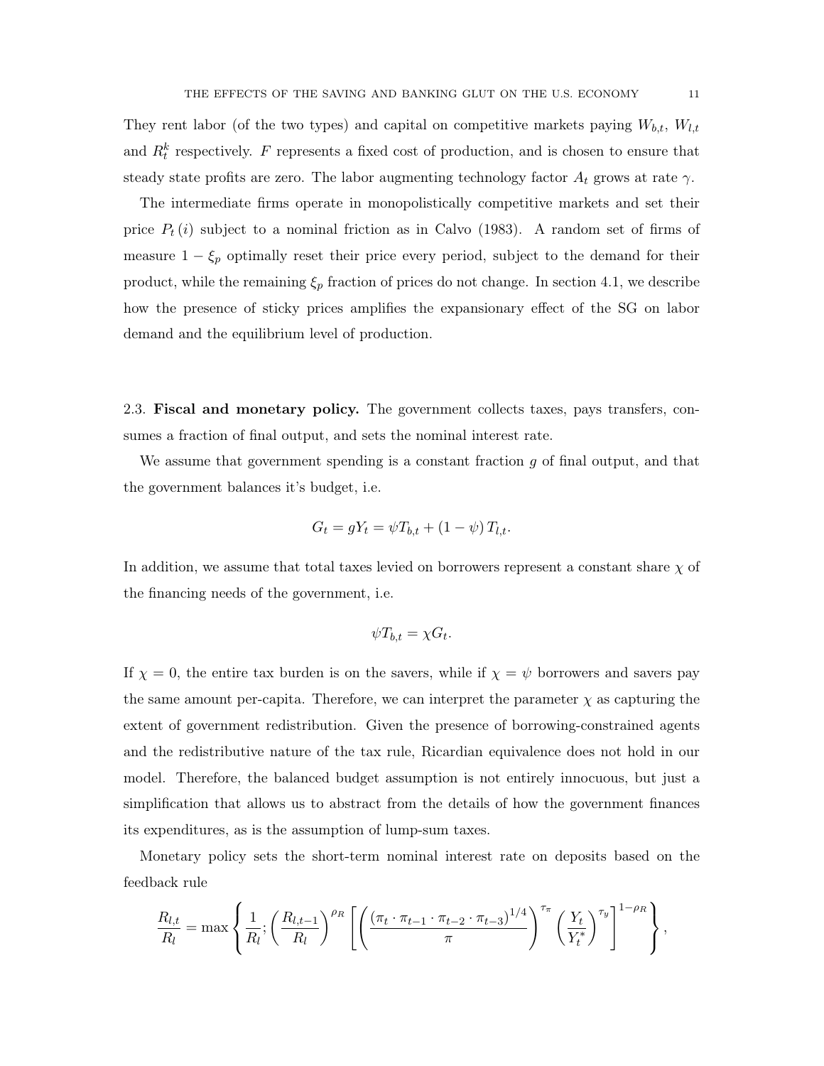They rent labor (of the two types) and capital on competitive markets paying $W_{b,t}$, $W_{l,t}$ and $R_t^k$ respectively. $F$ represents a fixed cost of production, and is chosen to ensure that steady state profits are zero. The labor augmenting technology factor $A_t$ grows at rate $\gamma$.

The intermediate firms operate in monopolistically competitive markets and set their price $P_t(i)$ subject to a nominal friction as in Calvo (1983). A random set of firms of measure $1 - \xi_p$ optimally reset their price every period, subject to the demand for their product, while the remaining $\xi_p$ fraction of prices do not change. In section 4.1, we describe how the presence of sticky prices amplifies the expansionary effect of the SG on labor demand and the equilibrium level of production.

2.3. **Fiscal and monetary policy.** The government collects taxes, pays transfers, consumes a fraction of final output, and sets the nominal interest rate.

We assume that government spending is a constant fraction $g$ of final output, and that the government balances it's budget, i.e.

$$G_t = gY_t = \psi T_{b,t} + (1 - \psi) T_{l,t}.$$

In addition, we assume that total taxes levied on borrowers represent a constant share $\chi$ of the financing needs of the government, i.e.

$$\psi T_{b,t} = \chi G_t.$$

If $\chi = 0$, the entire tax burden is on the savers, while if $\chi = \psi$ borrowers and savers pay the same amount per-capita. Therefore, we can interpret the parameter $\chi$ as capturing the extent of government redistribution. Given the presence of borrowing-constrained agents and the redistributive nature of the tax rule, Ricardian equivalence does not hold in our model. Therefore, the balanced budget assumption is not entirely innocuous, but just a simplification that allows us to abstract from the details of how the government finances its expenditures, as is the assumption of lump-sum taxes.

Monetary policy sets the short-term nominal interest rate on deposits based on the feedback rule

$$\frac{R_{l,t}}{R_l} = \max \left\{ \frac{1}{R_l}; \left( \frac{R_{l,t-1}}{R_l} \right)^{\rho_R} \left[ \left( \frac{(\pi_t \cdot \pi_{t-1} \cdot \pi_{t-2} \cdot \pi_{t-3})^{1/4}}{\pi} \right)^{\tau_\pi} \left( \frac{Y_t}{Y_t^*} \right)^{\tau_y} \right]^{1-\rho_R} \right\},$$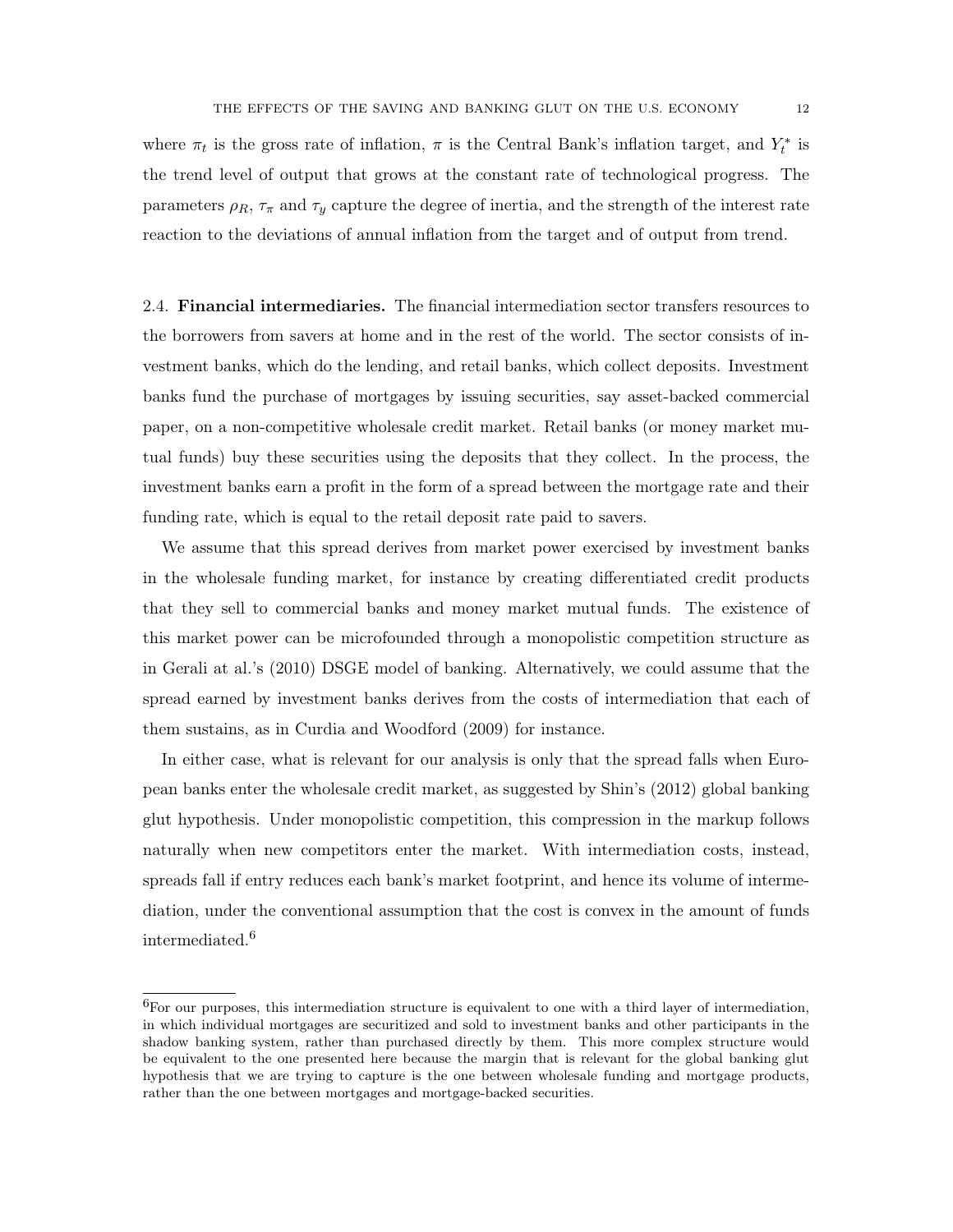where $\pi_t$ is the gross rate of inflation, $\pi$ is the Central Bank's inflation target, and $Y_t^*$ is the trend level of output that grows at the constant rate of technological progress. The parameters $\rho_R$, $\tau_\pi$ and $\tau_y$ capture the degree of inertia, and the strength of the interest rate reaction to the deviations of annual inflation from the target and of output from trend.

2.4. **Financial intermediaries.** The financial intermediation sector transfers resources to the borrowers from savers at home and in the rest of the world. The sector consists of investment banks, which do the lending, and retail banks, which collect deposits. Investment banks fund the purchase of mortgages by issuing securities, say asset-backed commercial paper, on a non-competitive wholesale credit market. Retail banks (or money market mutual funds) buy these securities using the deposits that they collect. In the process, the investment banks earn a profit in the form of a spread between the mortgage rate and their funding rate, which is equal to the retail deposit rate paid to savers.

We assume that this spread derives from market power exercised by investment banks in the wholesale funding market, for instance by creating differentiated credit products that they sell to commercial banks and money market mutual funds. The existence of this market power can be microfounded through a monopolistic competition structure as in Gerali at al.'s (2010) DSGE model of banking. Alternatively, we could assume that the spread earned by investment banks derives from the costs of intermediation that each of them sustains, as in Curdia and Woodford (2009) for instance.

In either case, what is relevant for our analysis is only that the spread falls when European banks enter the wholesale credit market, as suggested by Shin's (2012) global banking glut hypothesis. Under monopolistic competition, this compression in the markup follows naturally when new competitors enter the market. With intermediation costs, instead, spreads fall if entry reduces each bank's market footprint, and hence its volume of intermediation, under the conventional assumption that the cost is convex in the amount of funds intermediated.[6]

[6] For our purposes, this intermediation structure is equivalent to one with a third layer of intermediation, in which individual mortgages are securitized and sold to investment banks and other participants in the shadow banking system, rather than purchased directly by them. This more complex structure would be equivalent to the one presented here because the margin that is relevant for the global banking glut hypothesis that we are trying to capture is the one between wholesale funding and mortgage products, rather than the one between mortgages and mortgage-backed securities.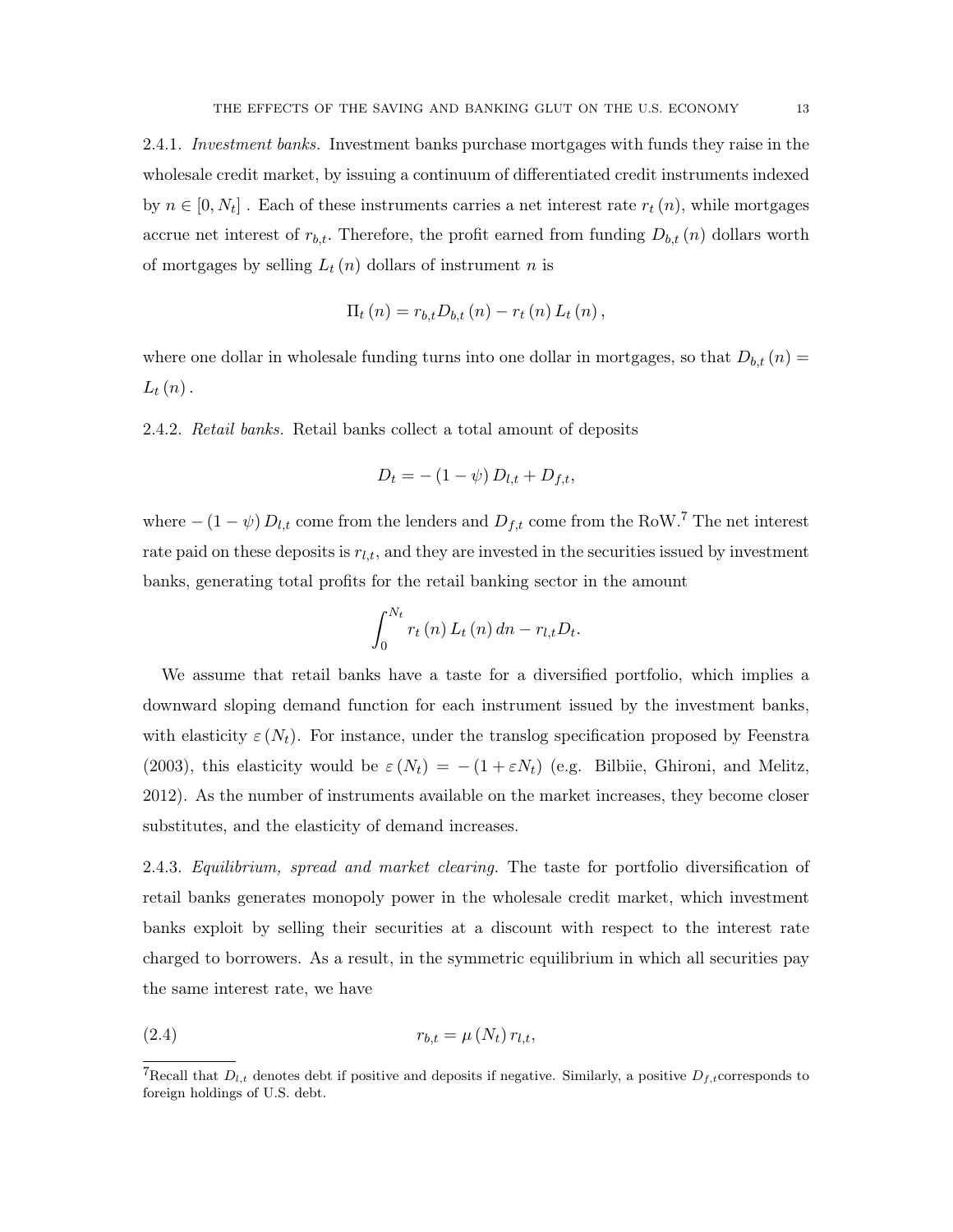2.4.1. *Investment banks.* Investment banks purchase mortgages with funds they raise in the wholesale credit market, by issuing a continuum of differentiated credit instruments indexed by $n \in [0, N_t]$. Each of these instruments carries a net interest rate $r_t(n)$, while mortgages accrue net interest of $r_{b,t}$. Therefore, the profit earned from funding $D_{b,t}(n)$ dollars worth of mortgages by selling $L_t(n)$ dollars of instrument $n$ is

$$\Pi_t(n) = r_{b,t} D_{b,t}(n) - r_t(n) L_t(n),$$

where one dollar in wholesale funding turns into one dollar in mortgages, so that $D_{b,t}(n) = L_t(n)$.

2.4.2. *Retail banks.* Retail banks collect a total amount of deposits

$$D_t = -(1-\psi) D_{l,t} + D_{f,t},$$

where $-(1-\psi) D_{l,t}$ come from the lenders and $D_{f,t}$ come from the RoW.[7] The net interest rate paid on these deposits is $r_{l,t}$, and they are invested in the securities issued by investment banks, generating total profits for the retail banking sector in the amount

$$\int_0^{N_t} r_t(n) L_t(n) \, dn - r_{l,t} D_t.$$

We assume that retail banks have a taste for a diversified portfolio, which implies a downward sloping demand function for each instrument issued by the investment banks, with elasticity $\varepsilon(N_t)$. For instance, under the translog specification proposed by Feenstra (2003), this elasticity would be $\varepsilon(N_t) = -(1 + \varepsilon N_t)$ (e.g. Bilbiie, Ghironi, and Melitz, 2012). As the number of instruments available on the market increases, they become closer substitutes, and the elasticity of demand increases.

2.4.3. *Equilibrium, spread and market clearing.* The taste for portfolio diversification of retail banks generates monopoly power in the wholesale credit market, which investment banks exploit by selling their securities at a discount with respect to the interest rate charged to borrowers. As a result, in the symmetric equilibrium in which all securities pay the same interest rate, we have

$$r_{b,t} = \mu(N_t) \, r_{l,t}, \tag{2.4}$$

[7] Recall that $D_{l,t}$ denotes debt if positive and deposits if negative. Similarly, a positive $D_{f,t}$ corresponds to foreign holdings of U.S. debt.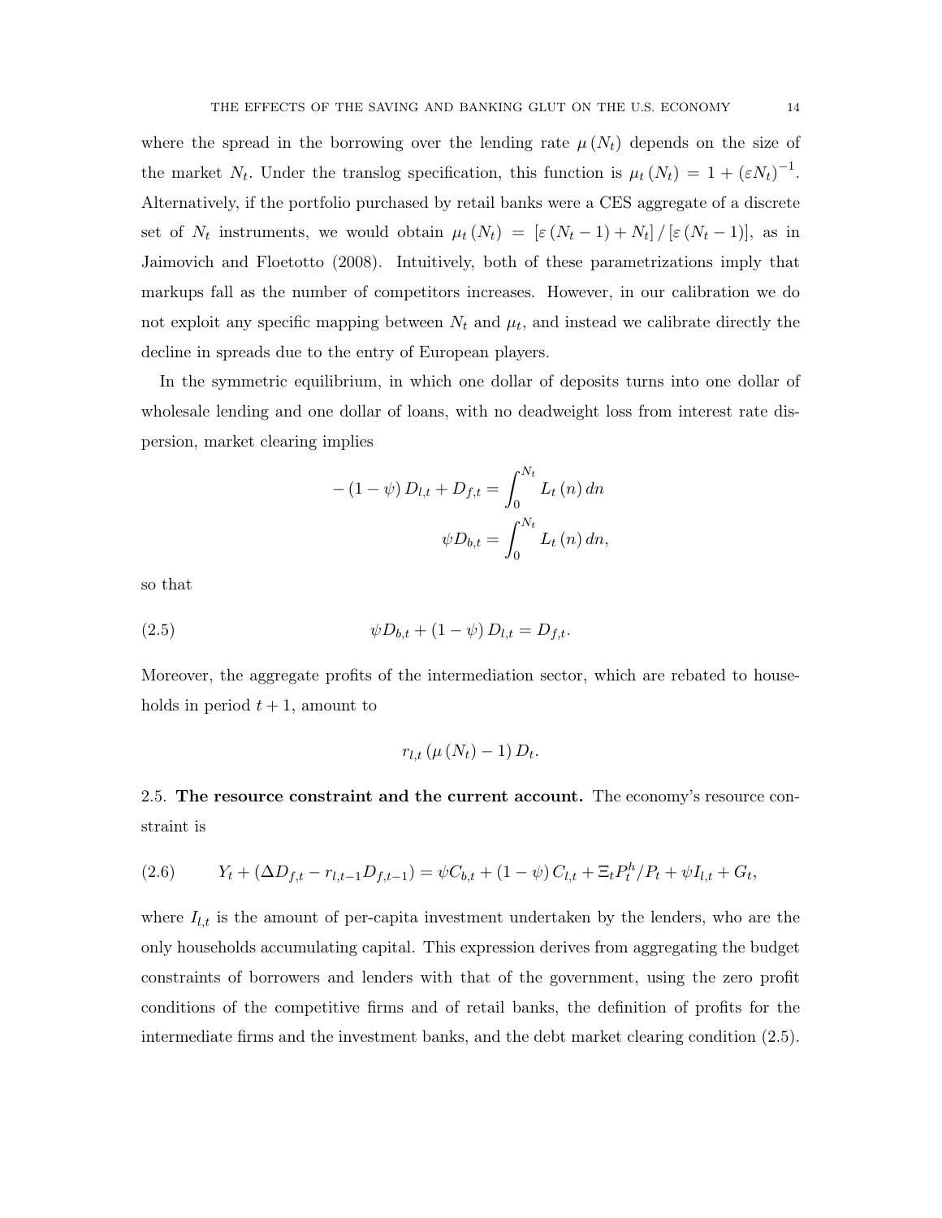where the spread in the borrowing over the lending rate $\mu(N_t)$ depends on the size of the market $N_t$. Under the translog specification, this function is $\mu_t(N_t) = 1 + (\varepsilon N_t)^{-1}$. Alternatively, if the portfolio purchased by retail banks were a CES aggregate of a discrete set of $N_t$ instruments, we would obtain $\mu_t(N_t) = [\varepsilon(N_t - 1) + N_t] / [\varepsilon(N_t - 1)]$, as in Jaimovich and Floetotto (2008). Intuitively, both of these parametrizations imply that markups fall as the number of competitors increases. However, in our calibration we do not exploit any specific mapping between $N_t$ and $\mu_t$, and instead we calibrate directly the decline in spreads due to the entry of European players.

In the symmetric equilibrium, in which one dollar of deposits turns into one dollar of wholesale lending and one dollar of loans, with no deadweight loss from interest rate dispersion, market clearing implies

$$-(1-\psi) D_{l,t} + D_{f,t} = \int_0^{N_t} L_t(n)\, dn$$

$$\psi D_{b,t} = \int_0^{N_t} L_t(n)\, dn,$$

so that

$$\psi D_{b,t} + (1-\psi) D_{l,t} = D_{f,t}. \tag{2.5}$$

Moreover, the aggregate profits of the intermediation sector, which are rebated to households in period $t+1$, amount to

$$r_{l,t}\left(\mu(N_t) - 1\right) D_t.$$

2.5. **The resource constraint and the current account.** The economy's resource constraint is

$$Y_t + (\Delta D_{f,t} - r_{l,t-1} D_{f,t-1}) = \psi C_{b,t} + (1-\psi) C_{l,t} + \Xi_t P_t^h / P_t + \psi I_{l,t} + G_t, \tag{2.6}$$

where $I_{l,t}$ is the amount of per-capita investment undertaken by the lenders, who are the only households accumulating capital. This expression derives from aggregating the budget constraints of borrowers and lenders with that of the government, using the zero profit conditions of the competitive firms and of retail banks, the definition of profits for the intermediate firms and the investment banks, and the debt market clearing condition (2.5).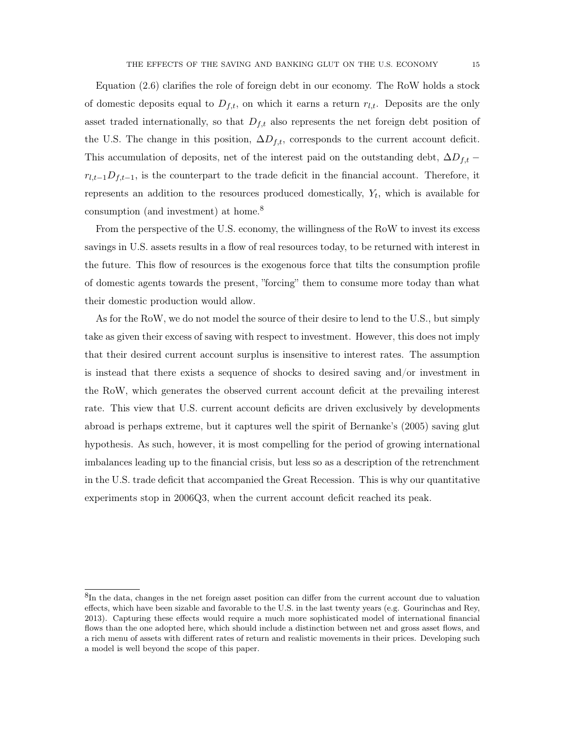Equation (2.6) clarifies the role of foreign debt in our economy. The RoW holds a stock of domestic deposits equal to $D_{f,t}$, on which it earns a return $r_{l,t}$. Deposits are the only asset traded internationally, so that $D_{f,t}$ also represents the net foreign debt position of the U.S. The change in this position, $\Delta D_{f,t}$, corresponds to the current account deficit. This accumulation of deposits, net of the interest paid on the outstanding debt, $\Delta D_{f,t} - r_{l,t-1} D_{f,t-1}$, is the counterpart to the trade deficit in the financial account. Therefore, it represents an addition to the resources produced domestically, $Y_t$, which is available for consumption (and investment) at home.[8]

From the perspective of the U.S. economy, the willingness of the RoW to invest its excess savings in U.S. assets results in a flow of real resources today, to be returned with interest in the future. This flow of resources is the exogenous force that tilts the consumption profile of domestic agents towards the present, "forcing" them to consume more today than what their domestic production would allow.

As for the RoW, we do not model the source of their desire to lend to the U.S., but simply take as given their excess of saving with respect to investment. However, this does not imply that their desired current account surplus is insensitive to interest rates. The assumption is instead that there exists a sequence of shocks to desired saving and/or investment in the RoW, which generates the observed current account deficit at the prevailing interest rate. This view that U.S. current account deficits are driven exclusively by developments abroad is perhaps extreme, but it captures well the spirit of Bernanke's (2005) saving glut hypothesis. As such, however, it is most compelling for the period of growing international imbalances leading up to the financial crisis, but less so as a description of the retrenchment in the U.S. trade deficit that accompanied the Great Recession. This is why our quantitative experiments stop in 2006Q3, when the current account deficit reached its peak.

[8] In the data, changes in the net foreign asset position can differ from the current account due to valuation effects, which have been sizable and favorable to the U.S. in the last twenty years (e.g. Gourinchas and Rey, 2013). Capturing these effects would require a much more sophisticated model of international financial flows than the one adopted here, which should include a distinction between net and gross asset flows, and a rich menu of assets with different rates of return and realistic movements in their prices. Developing such a model is well beyond the scope of this paper.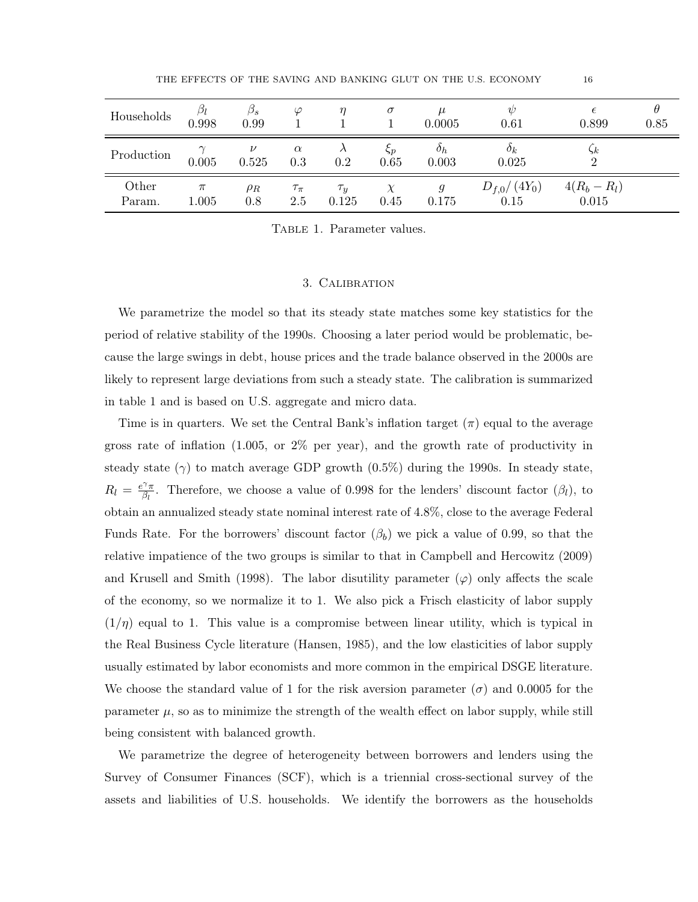| Households | $\beta_l$ | $\beta_s$ | $\varphi$ | $\eta$ | $\sigma$ | $\mu$ | $\psi$ | $\epsilon$ | $\theta$ |
|---|---|---|---|---|---|---|---|---|---|
| | 0.998 | 0.99 | 1 | 1 | 1 | 0.0005 | 0.61 | 0.899 | 0.85 |
| **Production** | $\gamma$ | $\nu$ | $\alpha$ | $\lambda$ | $\xi_p$ | $\delta_h$ | $\delta_k$ | $\zeta_k$ | |
| | 0.005 | 0.525 | 0.3 | 0.2 | 0.65 | 0.003 | 0.025 | 2 | |
| **Other Param.** | $\pi$ | $\rho_R$ | $\tau_\pi$ | $\tau_y$ | $\chi$ | $g$ | $D_{f,0}/(4Y_0)$ | $4(R_b - R_l)$ | |
| | 1.005 | 0.8 | 2.5 | 0.125 | 0.45 | 0.175 | 0.15 | 0.015 | |

Table 1. Parameter values.

## 3. Calibration

We parametrize the model so that its steady state matches some key statistics for the period of relative stability of the 1990s. Choosing a later period would be problematic, because the large swings in debt, house prices and the trade balance observed in the 2000s are likely to represent large deviations from such a steady state. The calibration is summarized in table 1 and is based on U.S. aggregate and micro data.

Time is in quarters. We set the Central Bank's inflation target ($\pi$) equal to the average gross rate of inflation (1.005, or 2% per year), and the growth rate of productivity in steady state ($\gamma$) to match average GDP growth (0.5%) during the 1990s. In steady state, $R_l = \frac{e^{\gamma}\pi}{\beta_l}$. Therefore, we choose a value of 0.998 for the lenders' discount factor ($\beta_l$), to obtain an annualized steady state nominal interest rate of 4.8%, close to the average Federal Funds Rate. For the borrowers' discount factor ($\beta_b$) we pick a value of 0.99, so that the relative impatience of the two groups is similar to that in Campbell and Hercowitz (2009) and Krusell and Smith (1998). The labor disutility parameter ($\varphi$) only affects the scale of the economy, so we normalize it to 1. We also pick a Frisch elasticity of labor supply ($1/\eta$) equal to 1. This value is a compromise between linear utility, which is typical in the Real Business Cycle literature (Hansen, 1985), and the low elasticities of labor supply usually estimated by labor economists and more common in the empirical DSGE literature. We choose the standard value of 1 for the risk aversion parameter ($\sigma$) and 0.0005 for the parameter $\mu$, so as to minimize the strength of the wealth effect on labor supply, while still being consistent with balanced growth.

We parametrize the degree of heterogeneity between borrowers and lenders using the Survey of Consumer Finances (SCF), which is a triennial cross-sectional survey of the assets and liabilities of U.S. households. We identify the borrowers as the households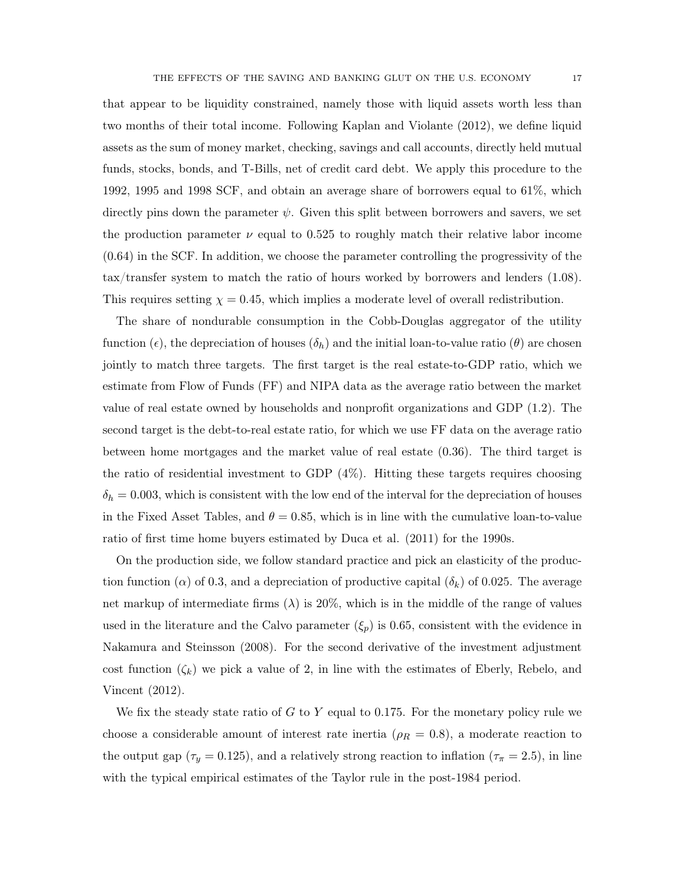that appear to be liquidity constrained, namely those with liquid assets worth less than two months of their total income. Following Kaplan and Violante (2012), we define liquid assets as the sum of money market, checking, savings and call accounts, directly held mutual funds, stocks, bonds, and T-Bills, net of credit card debt. We apply this procedure to the 1992, 1995 and 1998 SCF, and obtain an average share of borrowers equal to 61%, which directly pins down the parameter $\psi$. Given this split between borrowers and savers, we set the production parameter $\nu$ equal to 0.525 to roughly match their relative labor income (0.64) in the SCF. In addition, we choose the parameter controlling the progressivity of the tax/transfer system to match the ratio of hours worked by borrowers and lenders (1.08). This requires setting $\chi = 0.45$, which implies a moderate level of overall redistribution.

The share of nondurable consumption in the Cobb-Douglas aggregator of the utility function ($\epsilon$), the depreciation of houses ($\delta_h$) and the initial loan-to-value ratio ($\theta$) are chosen jointly to match three targets. The first target is the real estate-to-GDP ratio, which we estimate from Flow of Funds (FF) and NIPA data as the average ratio between the market value of real estate owned by households and nonprofit organizations and GDP (1.2). The second target is the debt-to-real estate ratio, for which we use FF data on the average ratio between home mortgages and the market value of real estate (0.36). The third target is the ratio of residential investment to GDP (4%). Hitting these targets requires choosing $\delta_h = 0.003$, which is consistent with the low end of the interval for the depreciation of houses in the Fixed Asset Tables, and $\theta = 0.85$, which is in line with the cumulative loan-to-value ratio of first time home buyers estimated by Duca et al. (2011) for the 1990s.

On the production side, we follow standard practice and pick an elasticity of the production function ($\alpha$) of 0.3, and a depreciation of productive capital ($\delta_k$) of 0.025. The average net markup of intermediate firms ($\lambda$) is 20%, which is in the middle of the range of values used in the literature and the Calvo parameter ($\xi_p$) is 0.65, consistent with the evidence in Nakamura and Steinsson (2008). For the second derivative of the investment adjustment cost function ($\zeta_k$) we pick a value of 2, in line with the estimates of Eberly, Rebelo, and Vincent (2012).

We fix the steady state ratio of $G$ to $Y$ equal to 0.175. For the monetary policy rule we choose a considerable amount of interest rate inertia ($\rho_R = 0.8$), a moderate reaction to the output gap ($\tau_y = 0.125$), and a relatively strong reaction to inflation ($\tau_\pi = 2.5$), in line with the typical empirical estimates of the Taylor rule in the post-1984 period.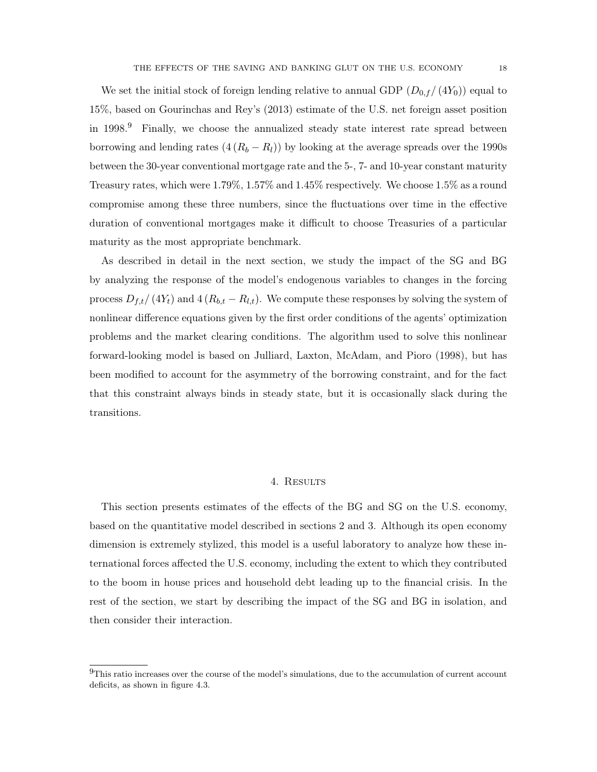We set the initial stock of foreign lending relative to annual GDP ($D_{0,f}/(4Y_0)$) equal to 15%, based on Gourinchas and Rey's (2013) estimate of the U.S. net foreign asset position in 1998.[9] Finally, we choose the annualized steady state interest rate spread between borrowing and lending rates ($4(R_b - R_l)$) by looking at the average spreads over the 1990s between the 30-year conventional mortgage rate and the 5-, 7- and 10-year constant maturity Treasury rates, which were 1.79%, 1.57% and 1.45% respectively. We choose 1.5% as a round compromise among these three numbers, since the fluctuations over time in the effective duration of conventional mortgages make it difficult to choose Treasuries of a particular maturity as the most appropriate benchmark.

As described in detail in the next section, we study the impact of the SG and BG by analyzing the response of the model's endogenous variables to changes in the forcing process $D_{f,t}/(4Y_t)$ and $4(R_{b,t} - R_{l,t})$. We compute these responses by solving the system of nonlinear difference equations given by the first order conditions of the agents' optimization problems and the market clearing conditions. The algorithm used to solve this nonlinear forward-looking model is based on Julliard, Laxton, McAdam, and Pioro (1998), but has been modified to account for the asymmetry of the borrowing constraint, and for the fact that this constraint always binds in steady state, but it is occasionally slack during the transitions.

# 4. Results

This section presents estimates of the effects of the BG and SG on the U.S. economy, based on the quantitative model described in sections 2 and 3. Although its open economy dimension is extremely stylized, this model is a useful laboratory to analyze how these international forces affected the U.S. economy, including the extent to which they contributed to the boom in house prices and household debt leading up to the financial crisis. In the rest of the section, we start by describing the impact of the SG and BG in isolation, and then consider their interaction.

[9] This ratio increases over the course of the model's simulations, due to the accumulation of current account deficits, as shown in figure 4.3.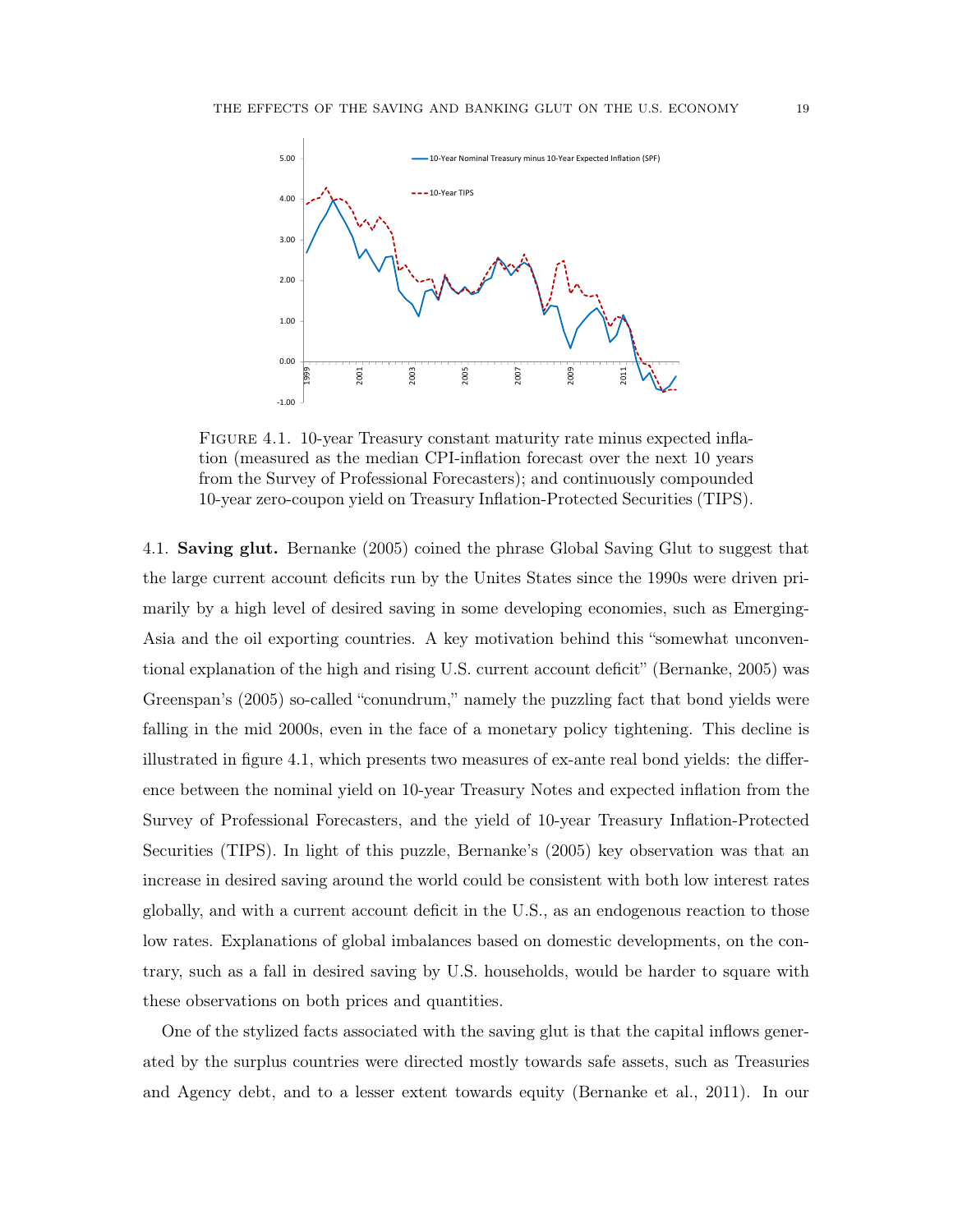FIGURE 4.1. 10-year Treasury constant maturity rate minus expected inflation (measured as the median CPI-inflation forecast over the next 10 years from the Survey of Professional Forecasters); and continuously compounded 10-year zero-coupon yield on Treasury Inflation-Protected Securities (TIPS).

4.1. **Saving glut.** Bernanke (2005) coined the phrase Global Saving Glut to suggest that the large current account deficits run by the Unites States since the 1990s were driven primarily by a high level of desired saving in some developing economies, such as Emerging-Asia and the oil exporting countries. A key motivation behind this "somewhat unconventional explanation of the high and rising U.S. current account deficit" (Bernanke, 2005) was Greenspan's (2005) so-called "conundrum," namely the puzzling fact that bond yields were falling in the mid 2000s, even in the face of a monetary policy tightening. This decline is illustrated in figure 4.1, which presents two measures of ex-ante real bond yields: the difference between the nominal yield on 10-year Treasury Notes and expected inflation from the Survey of Professional Forecasters, and the yield of 10-year Treasury Inflation-Protected Securities (TIPS). In light of this puzzle, Bernanke's (2005) key observation was that an increase in desired saving around the world could be consistent with both low interest rates globally, and with a current account deficit in the U.S., as an endogenous reaction to those low rates. Explanations of global imbalances based on domestic developments, on the contrary, such as a fall in desired saving by U.S. households, would be harder to square with these observations on both prices and quantities.

One of the stylized facts associated with the saving glut is that the capital inflows generated by the surplus countries were directed mostly towards safe assets, such as Treasuries and Agency debt, and to a lesser extent towards equity (Bernanke et al., 2011). In our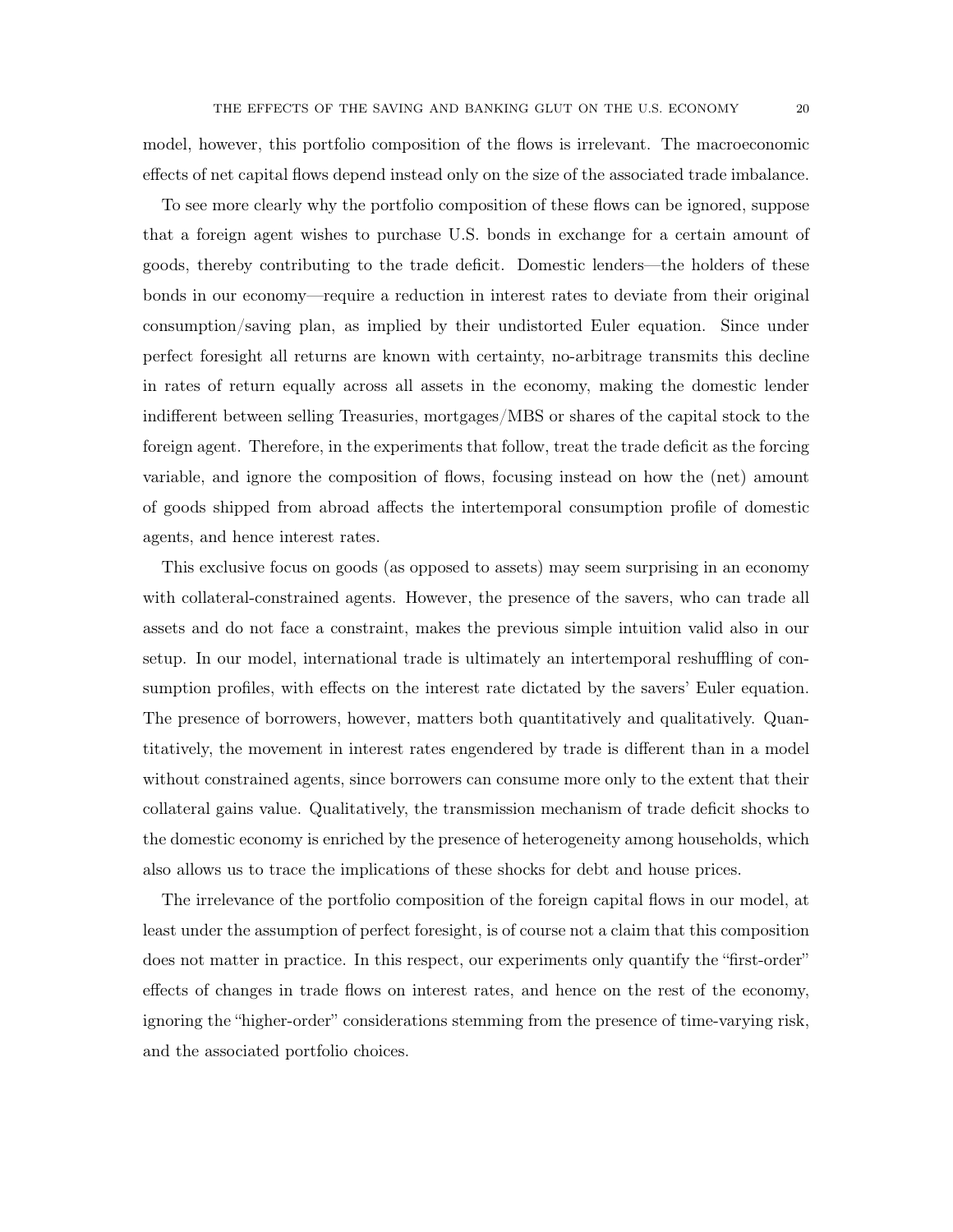model, however, this portfolio composition of the flows is irrelevant. The macroeconomic effects of net capital flows depend instead only on the size of the associated trade imbalance.

To see more clearly why the portfolio composition of these flows can be ignored, suppose that a foreign agent wishes to purchase U.S. bonds in exchange for a certain amount of goods, thereby contributing to the trade deficit. Domestic lenders—the holders of these bonds in our economy—require a reduction in interest rates to deviate from their original consumption/saving plan, as implied by their undistorted Euler equation. Since under perfect foresight all returns are known with certainty, no-arbitrage transmits this decline in rates of return equally across all assets in the economy, making the domestic lender indifferent between selling Treasuries, mortgages/MBS or shares of the capital stock to the foreign agent. Therefore, in the experiments that follow, treat the trade deficit as the forcing variable, and ignore the composition of flows, focusing instead on how the (net) amount of goods shipped from abroad affects the intertemporal consumption profile of domestic agents, and hence interest rates.

This exclusive focus on goods (as opposed to assets) may seem surprising in an economy with collateral-constrained agents. However, the presence of the savers, who can trade all assets and do not face a constraint, makes the previous simple intuition valid also in our setup. In our model, international trade is ultimately an intertemporal reshuffling of consumption profiles, with effects on the interest rate dictated by the savers' Euler equation. The presence of borrowers, however, matters both quantitatively and qualitatively. Quantitatively, the movement in interest rates engendered by trade is different than in a model without constrained agents, since borrowers can consume more only to the extent that their collateral gains value. Qualitatively, the transmission mechanism of trade deficit shocks to the domestic economy is enriched by the presence of heterogeneity among households, which also allows us to trace the implications of these shocks for debt and house prices.

The irrelevance of the portfolio composition of the foreign capital flows in our model, at least under the assumption of perfect foresight, is of course not a claim that this composition does not matter in practice. In this respect, our experiments only quantify the "first-order" effects of changes in trade flows on interest rates, and hence on the rest of the economy, ignoring the "higher-order" considerations stemming from the presence of time-varying risk, and the associated portfolio choices.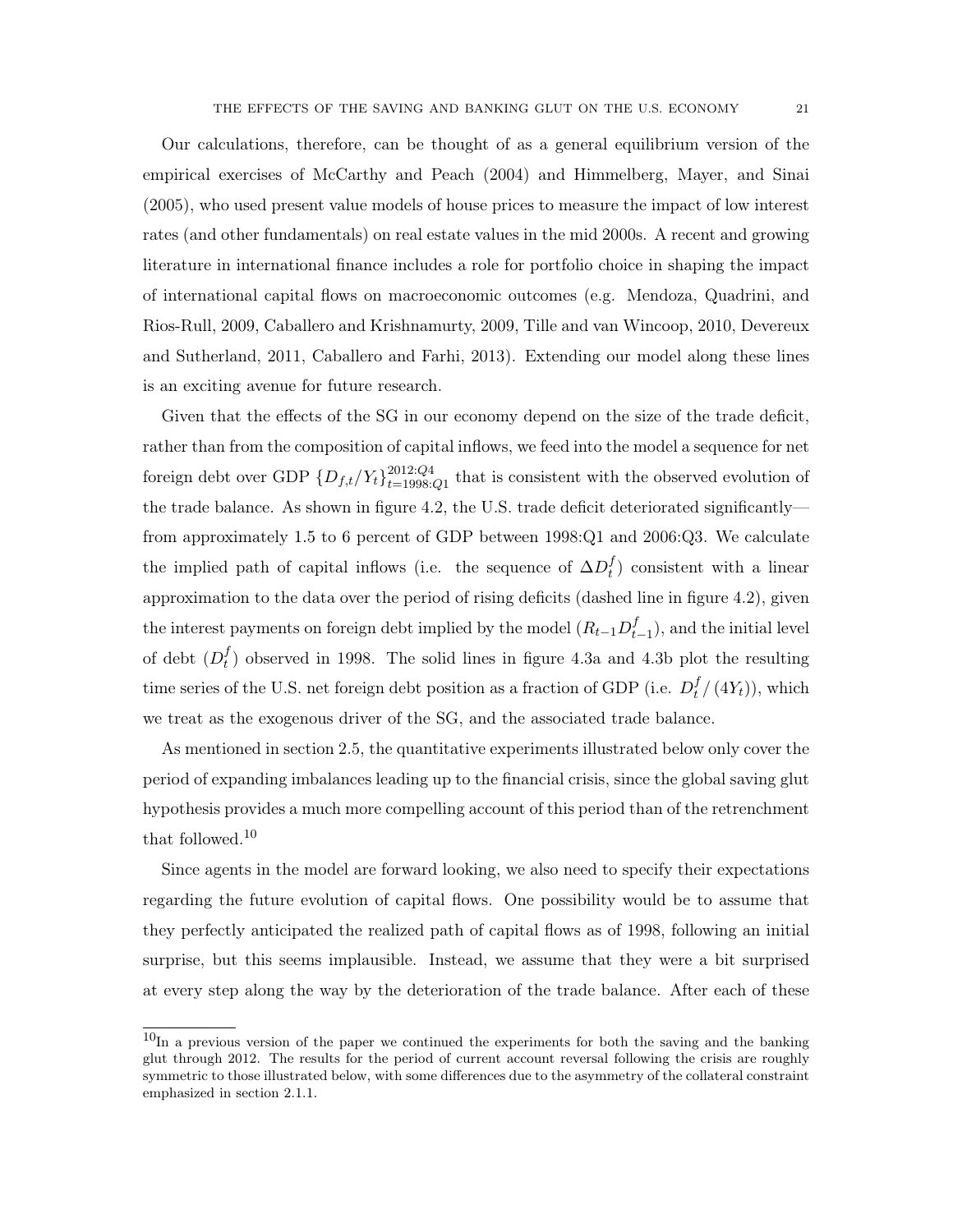Our calculations, therefore, can be thought of as a general equilibrium version of the empirical exercises of McCarthy and Peach (2004) and Himmelberg, Mayer, and Sinai (2005), who used present value models of house prices to measure the impact of low interest rates (and other fundamentals) on real estate values in the mid 2000s. A recent and growing literature in international finance includes a role for portfolio choice in shaping the impact of international capital flows on macroeconomic outcomes (e.g. Mendoza, Quadrini, and Rios-Rull, 2009, Caballero and Krishnamurty, 2009, Tille and van Wincoop, 2010, Devereux and Sutherland, 2011, Caballero and Farhi, 2013). Extending our model along these lines is an exciting avenue for future research.

Given that the effects of the SG in our economy depend on the size of the trade deficit, rather than from the composition of capital inflows, we feed into the model a sequence for net foreign debt over GDP $\{D_{f,t}/Y_t\}_{t=1998:Q1}^{2012:Q4}$ that is consistent with the observed evolution of the trade balance. As shown in figure 4.2, the U.S. trade deficit deteriorated significantly—from approximately 1.5 to 6 percent of GDP between 1998:Q1 and 2006:Q3. We calculate the implied path of capital inflows (i.e. the sequence of $\Delta D_t^f$) consistent with a linear approximation to the data over the period of rising deficits (dashed line in figure 4.2), given the interest payments on foreign debt implied by the model ($R_{t-1}D_{t-1}^f$), and the initial level of debt ($D_t^f$) observed in 1998. The solid lines in figure 4.3a and 4.3b plot the resulting time series of the U.S. net foreign debt position as a fraction of GDP (i.e. $D_t^f/(4Y_t)$), which we treat as the exogenous driver of the SG, and the associated trade balance.

As mentioned in section 2.5, the quantitative experiments illustrated below only cover the period of expanding imbalances leading up to the financial crisis, since the global saving glut hypothesis provides a much more compelling account of this period than of the retrenchment that followed.[10]

Since agents in the model are forward looking, we also need to specify their expectations regarding the future evolution of capital flows. One possibility would be to assume that they perfectly anticipated the realized path of capital flows as of 1998, following an initial surprise, but this seems implausible. Instead, we assume that they were a bit surprised at every step along the way by the deterioration of the trade balance. After each of these

[10]In a previous version of the paper we continued the experiments for both the saving and the banking glut through 2012. The results for the period of current account reversal following the crisis are roughly symmetric to those illustrated below, with some differences due to the asymmetry of the collateral constraint emphasized in section 2.1.1.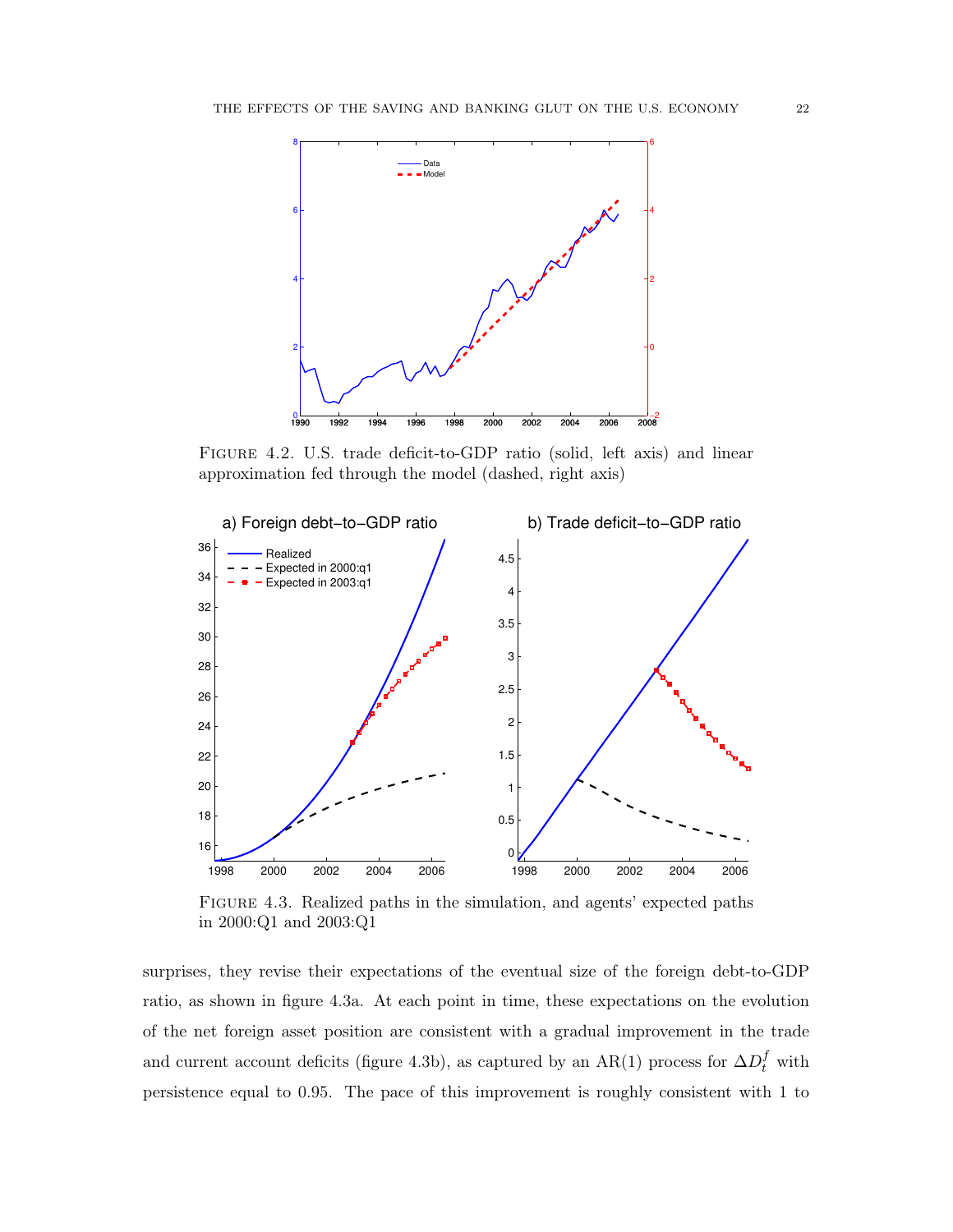FIGURE 4.2. U.S. trade deficit-to-GDP ratio (solid, left axis) and linear approximation fed through the model (dashed, right axis)

FIGURE 4.3. Realized paths in the simulation, and agents' expected paths in 2000:Q1 and 2003:Q1

surprises, they revise their expectations of the eventual size of the foreign debt-to-GDP ratio, as shown in figure 4.3a. At each point in time, these expectations on the evolution of the net foreign asset position are consistent with a gradual improvement in the trade and current account deficits (figure 4.3b), as captured by an AR(1) process for $\Delta D_t^f$ with persistence equal to 0.95. The pace of this improvement is roughly consistent with 1 to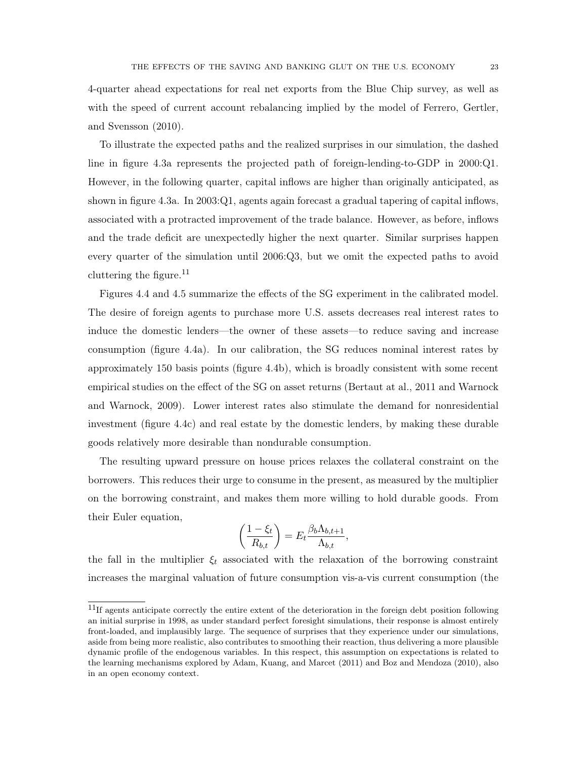4-quarter ahead expectations for real net exports from the Blue Chip survey, as well as with the speed of current account rebalancing implied by the model of Ferrero, Gertler, and Svensson (2010).

To illustrate the expected paths and the realized surprises in our simulation, the dashed line in figure 4.3a represents the projected path of foreign-lending-to-GDP in 2000:Q1. However, in the following quarter, capital inflows are higher than originally anticipated, as shown in figure 4.3a. In 2003:Q1, agents again forecast a gradual tapering of capital inflows, associated with a protracted improvement of the trade balance. However, as before, inflows and the trade deficit are unexpectedly higher the next quarter. Similar surprises happen every quarter of the simulation until 2006:Q3, but we omit the expected paths to avoid cluttering the figure.[11]

Figures 4.4 and 4.5 summarize the effects of the SG experiment in the calibrated model. The desire of foreign agents to purchase more U.S. assets decreases real interest rates to induce the domestic lenders—the owner of these assets—to reduce saving and increase consumption (figure 4.4a). In our calibration, the SG reduces nominal interest rates by approximately 150 basis points (figure 4.4b), which is broadly consistent with some recent empirical studies on the effect of the SG on asset returns (Bertaut at al., 2011 and Warnock and Warnock, 2009). Lower interest rates also stimulate the demand for nonresidential investment (figure 4.4c) and real estate by the domestic lenders, by making these durable goods relatively more desirable than nondurable consumption.

The resulting upward pressure on house prices relaxes the collateral constraint on the borrowers. This reduces their urge to consume in the present, as measured by the multiplier on the borrowing constraint, and makes them more willing to hold durable goods. From their Euler equation,

$$\left(\frac{1-\xi_t}{R_{b,t}}\right) = E_t \frac{\beta_b \Lambda_{b,t+1}}{\Lambda_{b,t}},$$

the fall in the multiplier $\xi_t$ associated with the relaxation of the borrowing constraint increases the marginal valuation of future consumption vis-a-vis current consumption (the

[11] If agents anticipate correctly the entire extent of the deterioration in the foreign debt position following an initial surprise in 1998, as under standard perfect foresight simulations, their response is almost entirely front-loaded, and implausibly large. The sequence of surprises that they experience under our simulations, aside from being more realistic, also contributes to smoothing their reaction, thus delivering a more plausible dynamic profile of the endogenous variables. In this respect, this assumption on expectations is related to the learning mechanisms explored by Adam, Kuang, and Marcet (2011) and Boz and Mendoza (2010), also in an open economy context.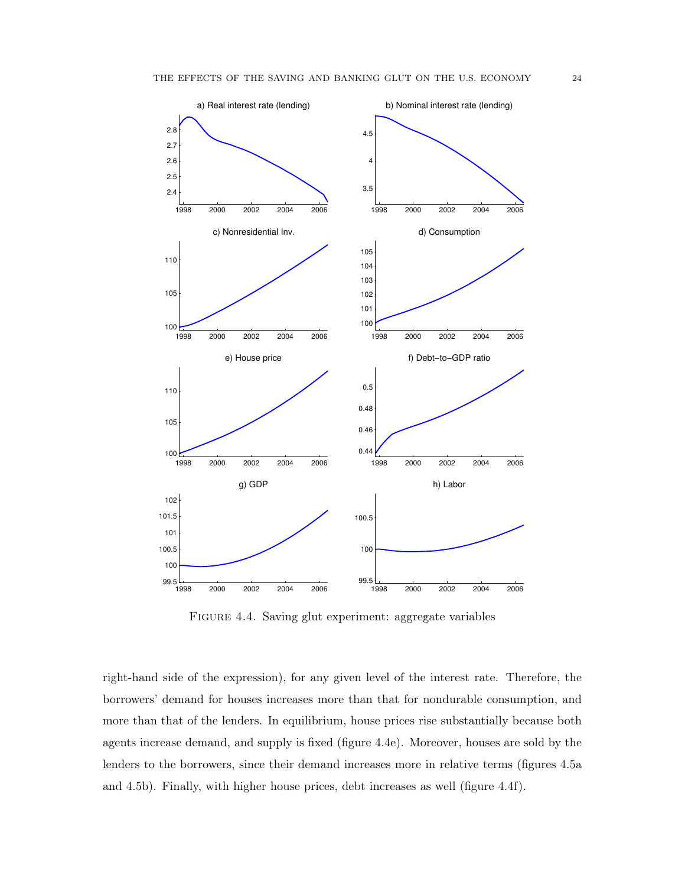FIGURE 4.4. Saving glut experiment: aggregate variables

right-hand side of the expression), for any given level of the interest rate. Therefore, the borrowers' demand for houses increases more than that for nondurable consumption, and more than that of the lenders. In equilibrium, house prices rise substantially because both agents increase demand, and supply is fixed (figure 4.4e). Moreover, houses are sold by the lenders to the borrowers, since their demand increases more in relative terms (figures 4.5a and 4.5b). Finally, with higher house prices, debt increases as well (figure 4.4f).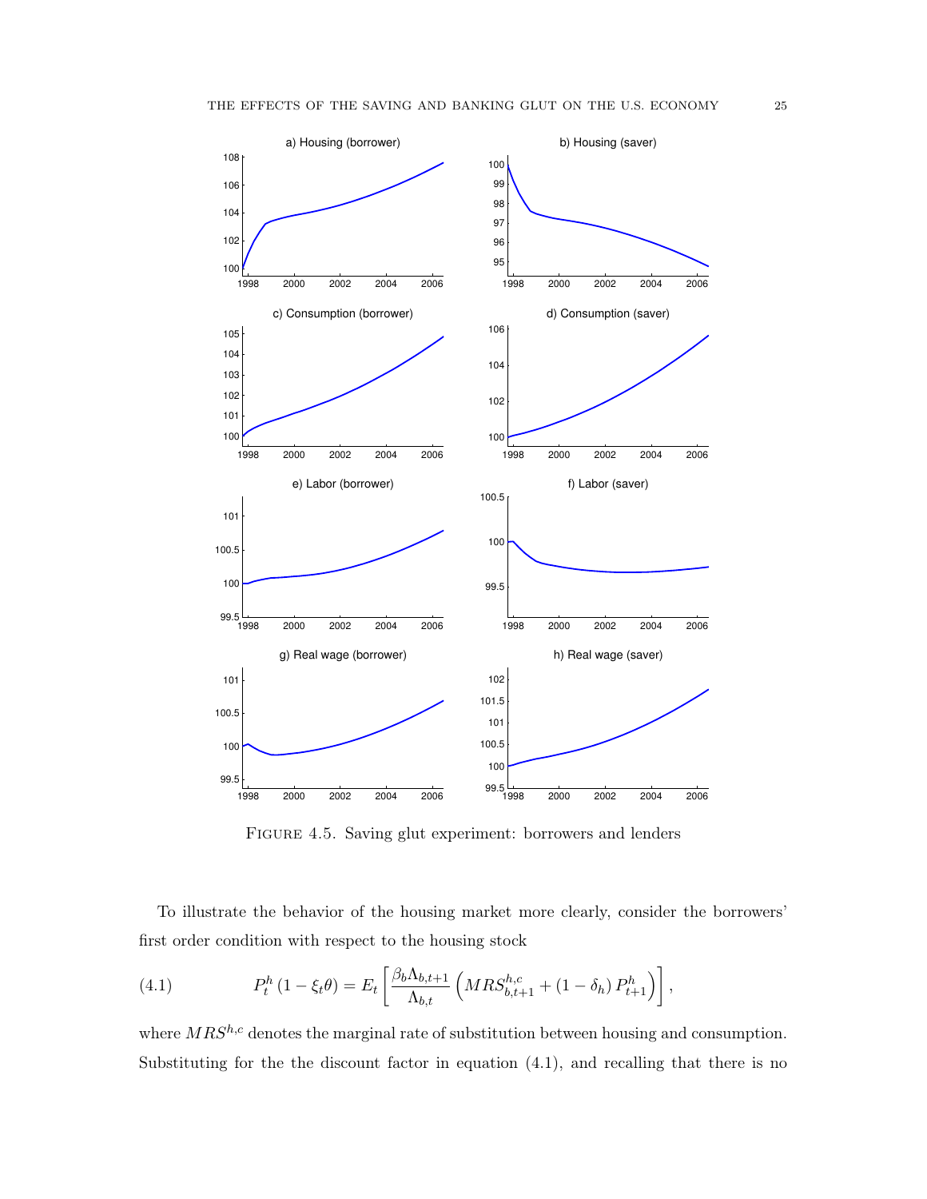FIGURE 4.5. Saving glut experiment: borrowers and lenders

To illustrate the behavior of the housing market more clearly, consider the borrowers' first order condition with respect to the housing stock

$$P_t^h\left(1-\xi_t\theta\right)=E_t\left[\frac{\beta_b\Lambda_{b,t+1}}{\Lambda_{b,t}}\left(MRS_{b,t+1}^{h,c}+\left(1-\delta_h\right)P_{t+1}^h\right)\right], \tag{4.1}$$

where $MRS^{h,c}$ denotes the marginal rate of substitution between housing and consumption. Substituting for the the discount factor in equation (4.1), and recalling that there is no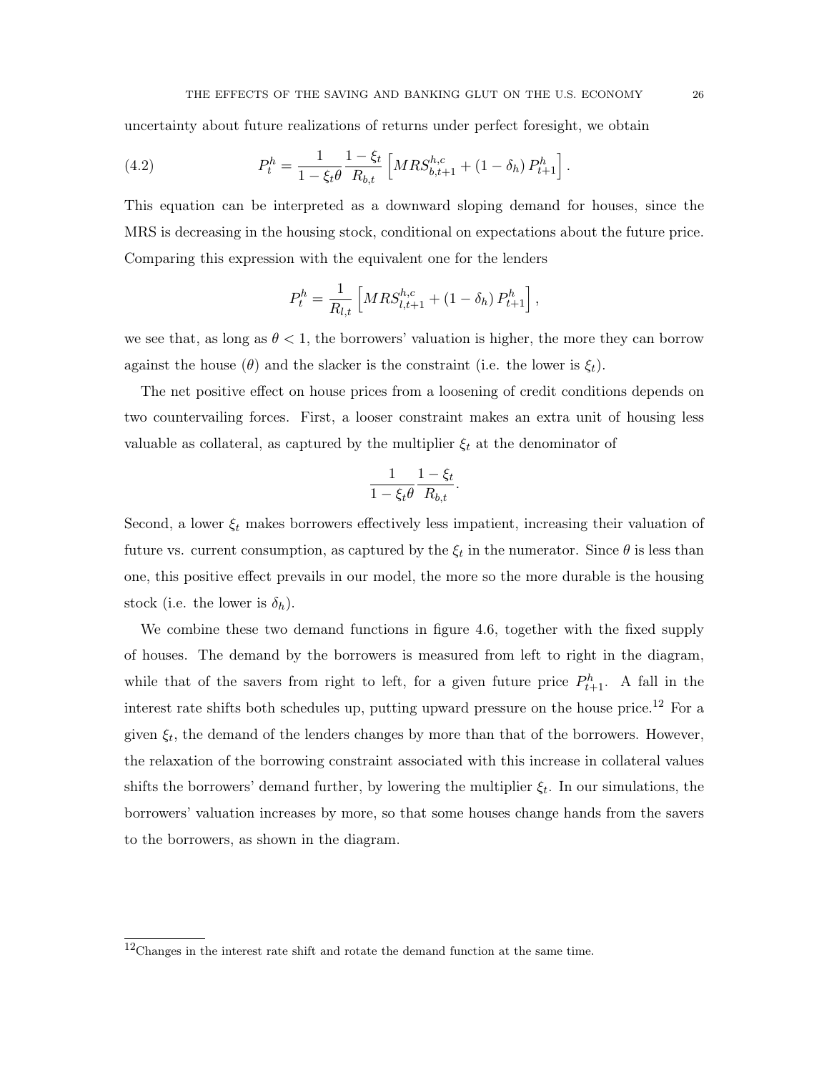uncertainty about future realizations of returns under perfect foresight, we obtain

$$P_t^h = \frac{1}{1-\xi_t \theta} \frac{1-\xi_t}{R_{b,t}} \left[ MRS_{b,t+1}^{h,c} + (1-\delta_h) P_{t+1}^h \right]. \tag{4.2}$$

This equation can be interpreted as a downward sloping demand for houses, since the MRS is decreasing in the housing stock, conditional on expectations about the future price. Comparing this expression with the equivalent one for the lenders

$$P_t^h = \frac{1}{R_{l,t}} \left[ MRS_{l,t+1}^{h,c} + (1-\delta_h) P_{t+1}^h \right],$$

we see that, as long as $\theta < 1$, the borrowers' valuation is higher, the more they can borrow against the house ($\theta$) and the slacker is the constraint (i.e. the lower is $\xi_t$).

The net positive effect on house prices from a loosening of credit conditions depends on two countervailing forces. First, a looser constraint makes an extra unit of housing less valuable as collateral, as captured by the multiplier $\xi_t$ at the denominator of

$$\frac{1}{1-\xi_t \theta} \frac{1-\xi_t}{R_{b,t}}.$$

Second, a lower $\xi_t$ makes borrowers effectively less impatient, increasing their valuation of future vs. current consumption, as captured by the $\xi_t$ in the numerator. Since $\theta$ is less than one, this positive effect prevails in our model, the more so the more durable is the housing stock (i.e. the lower is $\delta_h$).

We combine these two demand functions in figure 4.6, together with the fixed supply of houses. The demand by the borrowers is measured from left to right in the diagram, while that of the savers from right to left, for a given future price $P_{t+1}^h$. A fall in the interest rate shifts both schedules up, putting upward pressure on the house price.[12] For a given $\xi_t$, the demand of the lenders changes by more than that of the borrowers. However, the relaxation of the borrowing constraint associated with this increase in collateral values shifts the borrowers' demand further, by lowering the multiplier $\xi_t$. In our simulations, the borrowers' valuation increases by more, so that some houses change hands from the savers to the borrowers, as shown in the diagram.

[12] Changes in the interest rate shift and rotate the demand function at the same time.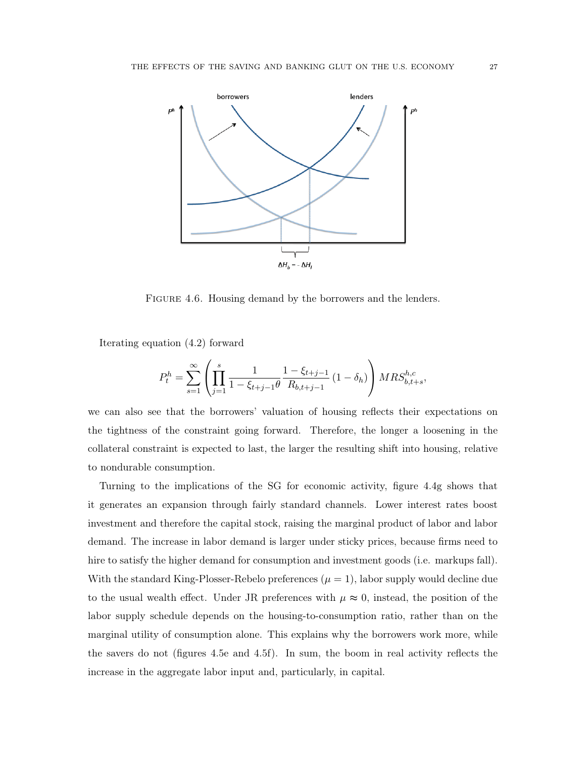FIGURE 4.6. Housing demand by the borrowers and the lenders.

Iterating equation (4.2) forward

$$P_t^h = \sum_{s=1}^{\infty} \left( \prod_{j=1}^{s} \frac{1}{1-\xi_{t+j-1}\theta} \frac{1-\xi_{t+j-1}}{R_{b,t+j-1}} (1-\delta_h) \right) MRS_{b,t+s}^{h,c},$$

we can also see that the borrowers' valuation of housing reflects their expectations on the tightness of the constraint going forward. Therefore, the longer a loosening in the collateral constraint is expected to last, the larger the resulting shift into housing, relative to nondurable consumption.

Turning to the implications of the SG for economic activity, figure 4.4g shows that it generates an expansion through fairly standard channels. Lower interest rates boost investment and therefore the capital stock, raising the marginal product of labor and labor demand. The increase in labor demand is larger under sticky prices, because firms need to hire to satisfy the higher demand for consumption and investment goods (i.e. markups fall). With the standard King-Plosser-Rebelo preferences ($\mu = 1$), labor supply would decline due to the usual wealth effect. Under JR preferences with $\mu \approx 0$, instead, the position of the labor supply schedule depends on the housing-to-consumption ratio, rather than on the marginal utility of consumption alone. This explains why the borrowers work more, while the savers do not (figures 4.5e and 4.5f). In sum, the boom in real activity reflects the increase in the aggregate labor input and, particularly, in capital.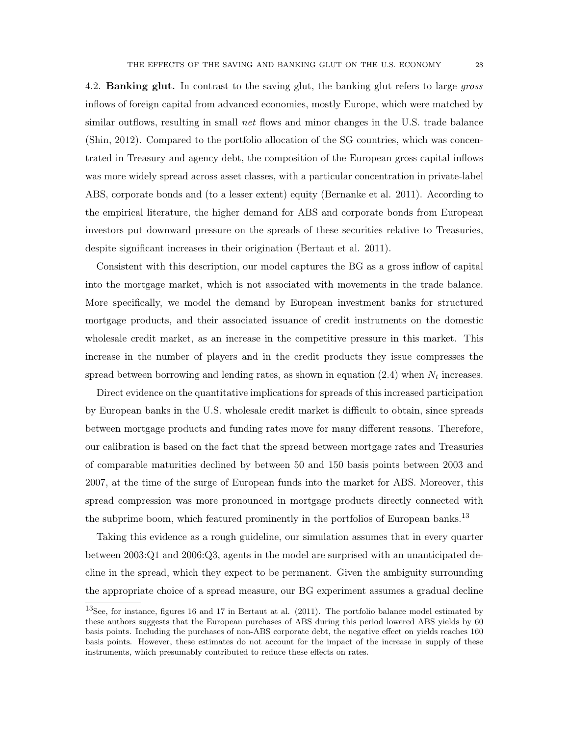4.2. **Banking glut.** In contrast to the saving glut, the banking glut refers to large *gross* inflows of foreign capital from advanced economies, mostly Europe, which were matched by similar outflows, resulting in small *net* flows and minor changes in the U.S. trade balance (Shin, 2012). Compared to the portfolio allocation of the SG countries, which was concentrated in Treasury and agency debt, the composition of the European gross capital inflows was more widely spread across asset classes, with a particular concentration in private-label ABS, corporate bonds and (to a lesser extent) equity (Bernanke et al. 2011). According to the empirical literature, the higher demand for ABS and corporate bonds from European investors put downward pressure on the spreads of these securities relative to Treasuries, despite significant increases in their origination (Bertaut et al. 2011).

Consistent with this description, our model captures the BG as a gross inflow of capital into the mortgage market, which is not associated with movements in the trade balance. More specifically, we model the demand by European investment banks for structured mortgage products, and their associated issuance of credit instruments on the domestic wholesale credit market, as an increase in the competitive pressure in this market. This increase in the number of players and in the credit products they issue compresses the spread between borrowing and lending rates, as shown in equation (2.4) when $N_t$ increases.

Direct evidence on the quantitative implications for spreads of this increased participation by European banks in the U.S. wholesale credit market is difficult to obtain, since spreads between mortgage products and funding rates move for many different reasons. Therefore, our calibration is based on the fact that the spread between mortgage rates and Treasuries of comparable maturities declined by between 50 and 150 basis points between 2003 and 2007, at the time of the surge of European funds into the market for ABS. Moreover, this spread compression was more pronounced in mortgage products directly connected with the subprime boom, which featured prominently in the portfolios of European banks.[13]

Taking this evidence as a rough guideline, our simulation assumes that in every quarter between 2003:Q1 and 2006:Q3, agents in the model are surprised with an unanticipated decline in the spread, which they expect to be permanent. Given the ambiguity surrounding the appropriate choice of a spread measure, our BG experiment assumes a gradual decline

[13] See, for instance, figures 16 and 17 in Bertaut at al. (2011). The portfolio balance model estimated by these authors suggests that the European purchases of ABS during this period lowered ABS yields by 60 basis points. Including the purchases of non-ABS corporate debt, the negative effect on yields reaches 160 basis points. However, these estimates do not account for the impact of the increase in supply of these instruments, which presumably contributed to reduce these effects on rates.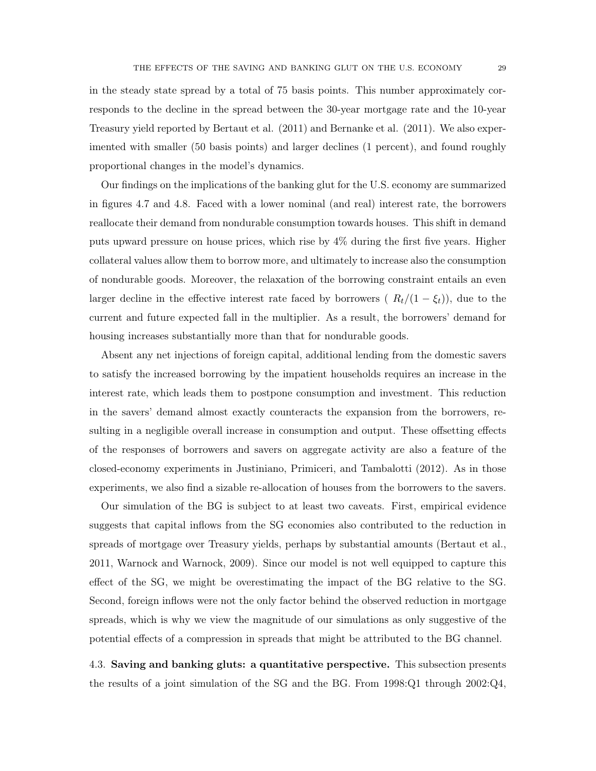in the steady state spread by a total of 75 basis points. This number approximately corresponds to the decline in the spread between the 30-year mortgage rate and the 10-year Treasury yield reported by Bertaut et al. (2011) and Bernanke et al. (2011). We also experimented with smaller (50 basis points) and larger declines (1 percent), and found roughly proportional changes in the model's dynamics.

Our findings on the implications of the banking glut for the U.S. economy are summarized in figures 4.7 and 4.8. Faced with a lower nominal (and real) interest rate, the borrowers reallocate their demand from nondurable consumption towards houses. This shift in demand puts upward pressure on house prices, which rise by 4% during the first five years. Higher collateral values allow them to borrow more, and ultimately to increase also the consumption of nondurable goods. Moreover, the relaxation of the borrowing constraint entails an even larger decline in the effective interest rate faced by borrowers ( $R_t/(1-\xi_t)$), due to the current and future expected fall in the multiplier. As a result, the borrowers' demand for housing increases substantially more than that for nondurable goods.

Absent any net injections of foreign capital, additional lending from the domestic savers to satisfy the increased borrowing by the impatient households requires an increase in the interest rate, which leads them to postpone consumption and investment. This reduction in the savers' demand almost exactly counteracts the expansion from the borrowers, resulting in a negligible overall increase in consumption and output. These offsetting effects of the responses of borrowers and savers on aggregate activity are also a feature of the closed-economy experiments in Justiniano, Primiceri, and Tambalotti (2012). As in those experiments, we also find a sizable re-allocation of houses from the borrowers to the savers.

Our simulation of the BG is subject to at least two caveats. First, empirical evidence suggests that capital inflows from the SG economies also contributed to the reduction in spreads of mortgage over Treasury yields, perhaps by substantial amounts (Bertaut et al., 2011, Warnock and Warnock, 2009). Since our model is not well equipped to capture this effect of the SG, we might be overestimating the impact of the BG relative to the SG. Second, foreign inflows were not the only factor behind the observed reduction in mortgage spreads, which is why we view the magnitude of our simulations as only suggestive of the potential effects of a compression in spreads that might be attributed to the BG channel.

4.3. **Saving and banking gluts: a quantitative perspective.** This subsection presents the results of a joint simulation of the SG and the BG. From 1998:Q1 through 2002:Q4,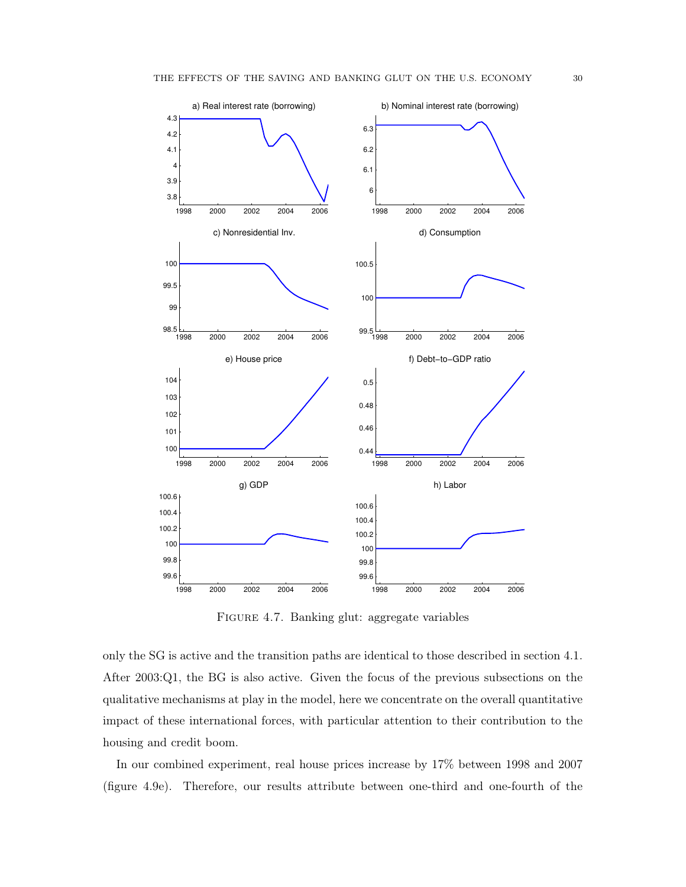FIGURE 4.7. Banking glut: aggregate variables

only the SG is active and the transition paths are identical to those described in section 4.1. After 2003:Q1, the BG is also active. Given the focus of the previous subsections on the qualitative mechanisms at play in the model, here we concentrate on the overall quantitative impact of these international forces, with particular attention to their contribution to the housing and credit boom.

In our combined experiment, real house prices increase by 17% between 1998 and 2007 (figure 4.9e). Therefore, our results attribute between one-third and one-fourth of the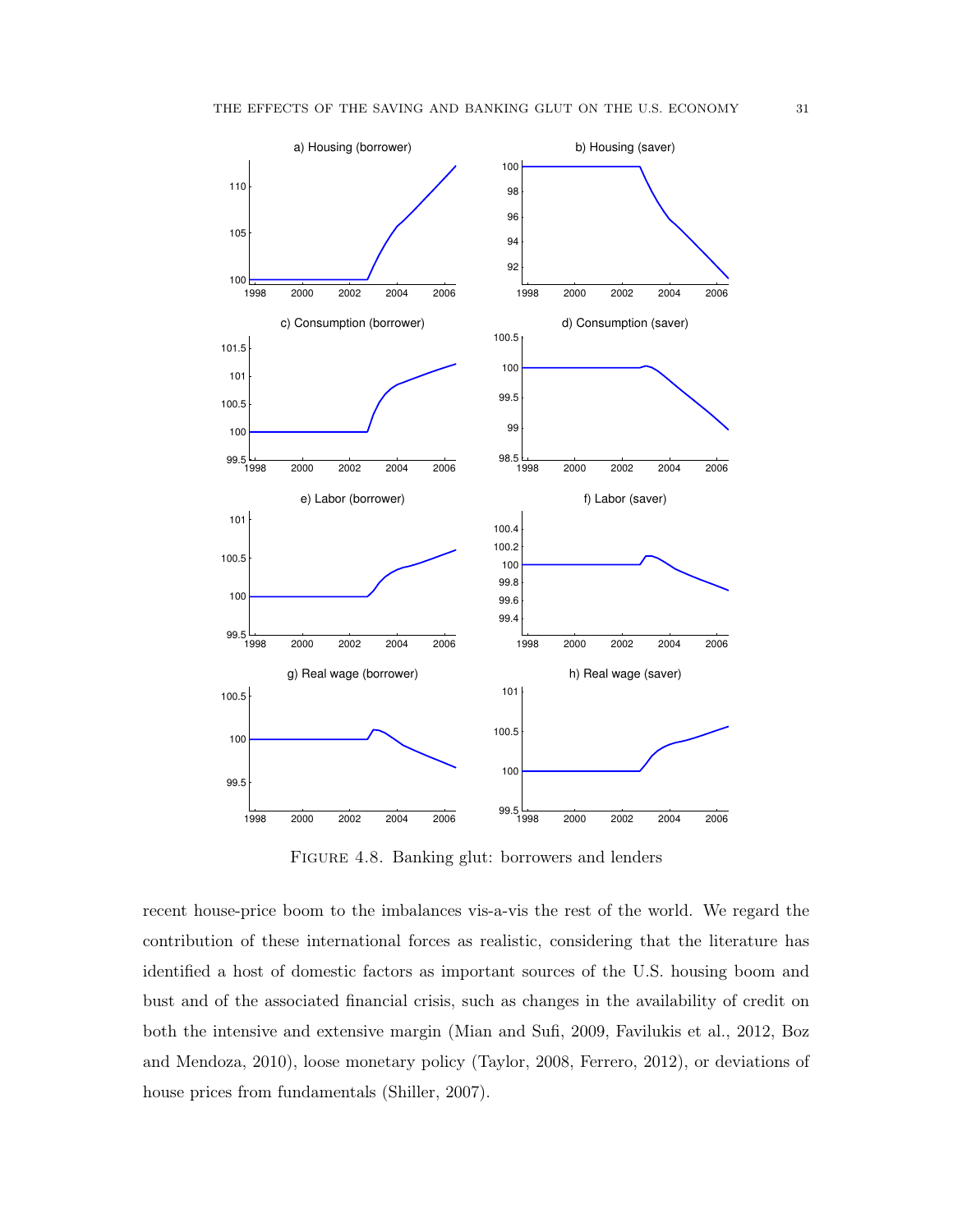FIGURE 4.8. Banking glut: borrowers and lenders

recent house-price boom to the imbalances vis-a-vis the rest of the world. We regard the contribution of these international forces as realistic, considering that the literature has identified a host of domestic factors as important sources of the U.S. housing boom and bust and of the associated financial crisis, such as changes in the availability of credit on both the intensive and extensive margin (Mian and Sufi, 2009, Favilukis et al., 2012, Boz and Mendoza, 2010), loose monetary policy (Taylor, 2008, Ferrero, 2012), or deviations of house prices from fundamentals (Shiller, 2007).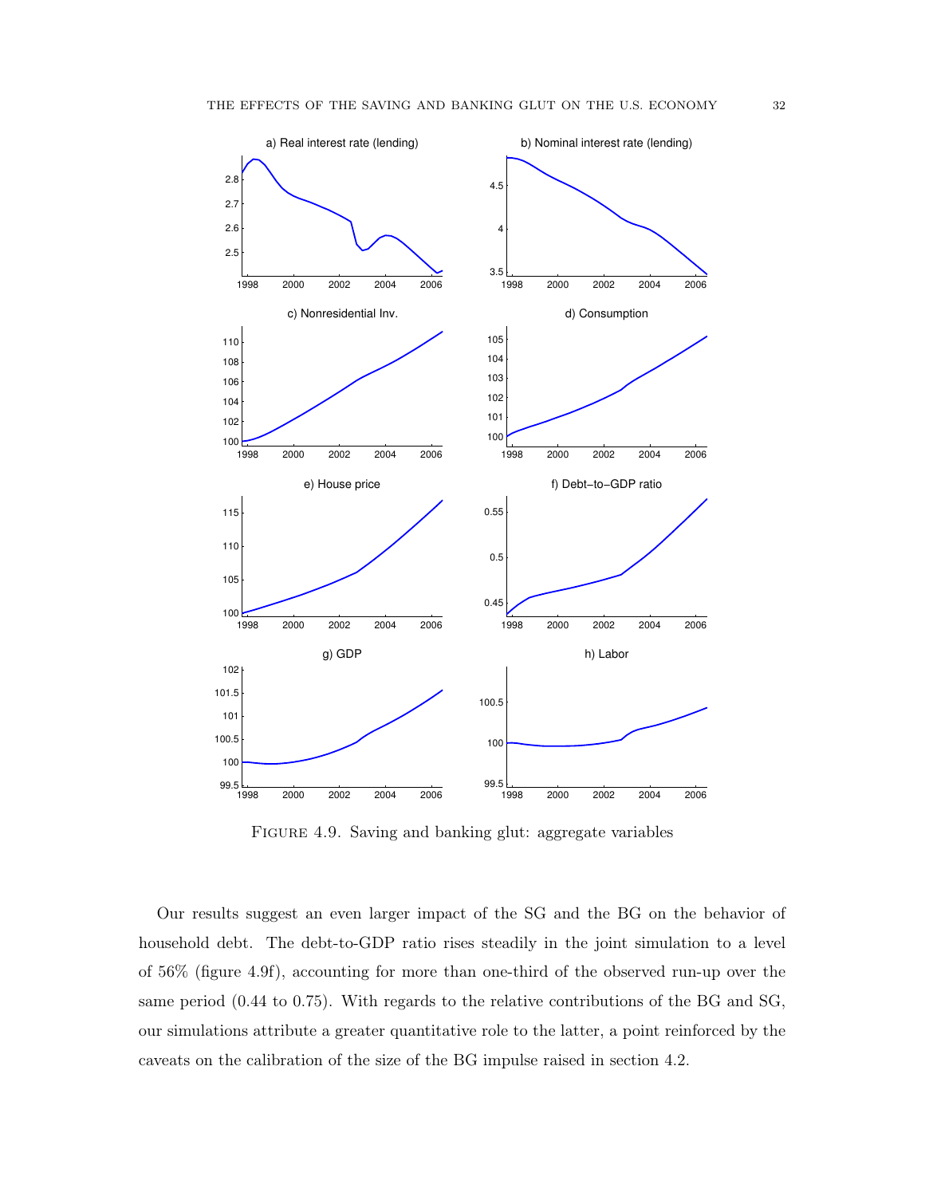FIGURE 4.9. Saving and banking glut: aggregate variables

Our results suggest an even larger impact of the SG and the BG on the behavior of household debt. The debt-to-GDP ratio rises steadily in the joint simulation to a level of 56% (figure 4.9f), accounting for more than one-third of the observed run-up over the same period (0.44 to 0.75). With regards to the relative contributions of the BG and SG, our simulations attribute a greater quantitative role to the latter, a point reinforced by the caveats on the calibration of the size of the BG impulse raised in section 4.2.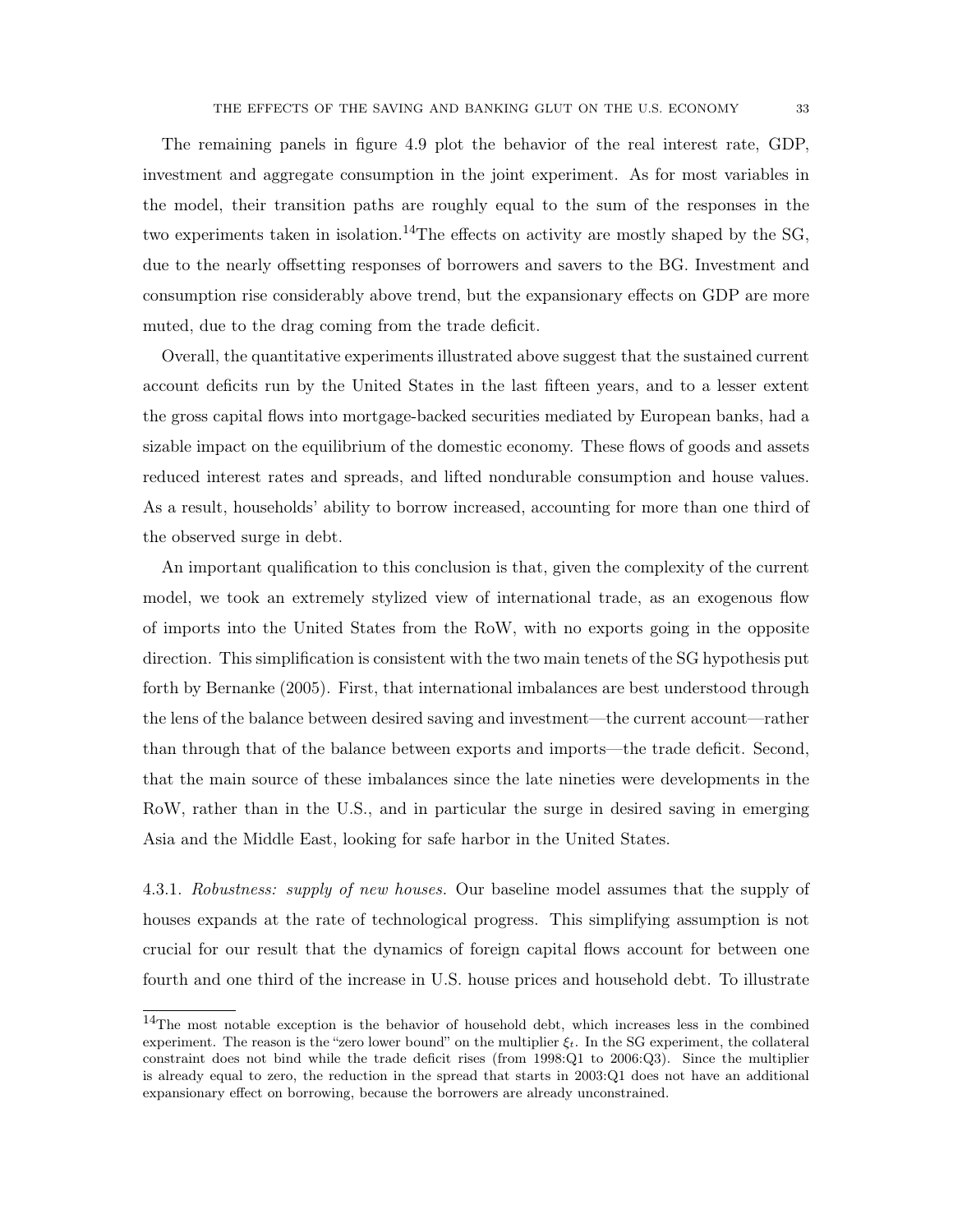The remaining panels in figure 4.9 plot the behavior of the real interest rate, GDP, investment and aggregate consumption in the joint experiment. As for most variables in the model, their transition paths are roughly equal to the sum of the responses in the two experiments taken in isolation.[14] The effects on activity are mostly shaped by the SG, due to the nearly offsetting responses of borrowers and savers to the BG. Investment and consumption rise considerably above trend, but the expansionary effects on GDP are more muted, due to the drag coming from the trade deficit.

Overall, the quantitative experiments illustrated above suggest that the sustained current account deficits run by the United States in the last fifteen years, and to a lesser extent the gross capital flows into mortgage-backed securities mediated by European banks, had a sizable impact on the equilibrium of the domestic economy. These flows of goods and assets reduced interest rates and spreads, and lifted nondurable consumption and house values. As a result, households' ability to borrow increased, accounting for more than one third of the observed surge in debt.

An important qualification to this conclusion is that, given the complexity of the current model, we took an extremely stylized view of international trade, as an exogenous flow of imports into the United States from the RoW, with no exports going in the opposite direction. This simplification is consistent with the two main tenets of the SG hypothesis put forth by Bernanke (2005). First, that international imbalances are best understood through the lens of the balance between desired saving and investment—the current account—rather than through that of the balance between exports and imports—the trade deficit. Second, that the main source of these imbalances since the late nineties were developments in the RoW, rather than in the U.S., and in particular the surge in desired saving in emerging Asia and the Middle East, looking for safe harbor in the United States.

4.3.1. *Robustness: supply of new houses.* Our baseline model assumes that the supply of houses expands at the rate of technological progress. This simplifying assumption is not crucial for our result that the dynamics of foreign capital flows account for between one fourth and one third of the increase in U.S. house prices and household debt. To illustrate

[14] The most notable exception is the behavior of household debt, which increases less in the combined experiment. The reason is the "zero lower bound" on the multiplier $\xi_t$. In the SG experiment, the collateral constraint does not bind while the trade deficit rises (from 1998:Q1 to 2006:Q3). Since the multiplier is already equal to zero, the reduction in the spread that starts in 2003:Q1 does not have an additional expansionary effect on borrowing, because the borrowers are already unconstrained.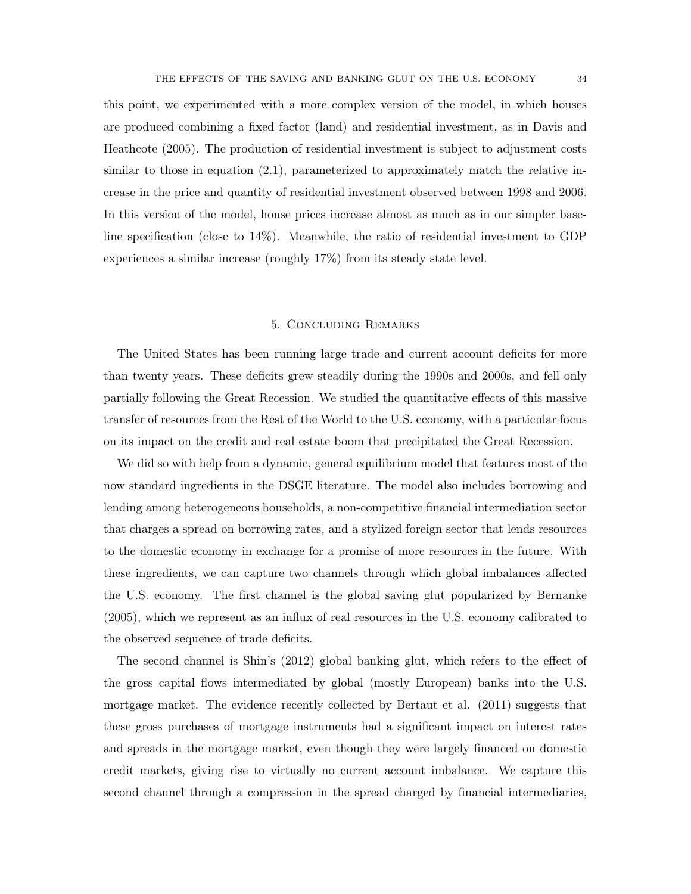this point, we experimented with a more complex version of the model, in which houses are produced combining a fixed factor (land) and residential investment, as in Davis and Heathcote (2005). The production of residential investment is subject to adjustment costs similar to those in equation (2.1), parameterized to approximately match the relative increase in the price and quantity of residential investment observed between 1998 and 2006. In this version of the model, house prices increase almost as much as in our simpler baseline specification (close to 14%). Meanwhile, the ratio of residential investment to GDP experiences a similar increase (roughly 17%) from its steady state level.

## 5. Concluding Remarks

The United States has been running large trade and current account deficits for more than twenty years. These deficits grew steadily during the 1990s and 2000s, and fell only partially following the Great Recession. We studied the quantitative effects of this massive transfer of resources from the Rest of the World to the U.S. economy, with a particular focus on its impact on the credit and real estate boom that precipitated the Great Recession.

We did so with help from a dynamic, general equilibrium model that features most of the now standard ingredients in the DSGE literature. The model also includes borrowing and lending among heterogeneous households, a non-competitive financial intermediation sector that charges a spread on borrowing rates, and a stylized foreign sector that lends resources to the domestic economy in exchange for a promise of more resources in the future. With these ingredients, we can capture two channels through which global imbalances affected the U.S. economy. The first channel is the global saving glut popularized by Bernanke (2005), which we represent as an influx of real resources in the U.S. economy calibrated to the observed sequence of trade deficits.

The second channel is Shin's (2012) global banking glut, which refers to the effect of the gross capital flows intermediated by global (mostly European) banks into the U.S. mortgage market. The evidence recently collected by Bertaut et al. (2011) suggests that these gross purchases of mortgage instruments had a significant impact on interest rates and spreads in the mortgage market, even though they were largely financed on domestic credit markets, giving rise to virtually no current account imbalance. We capture this second channel through a compression in the spread charged by financial intermediaries,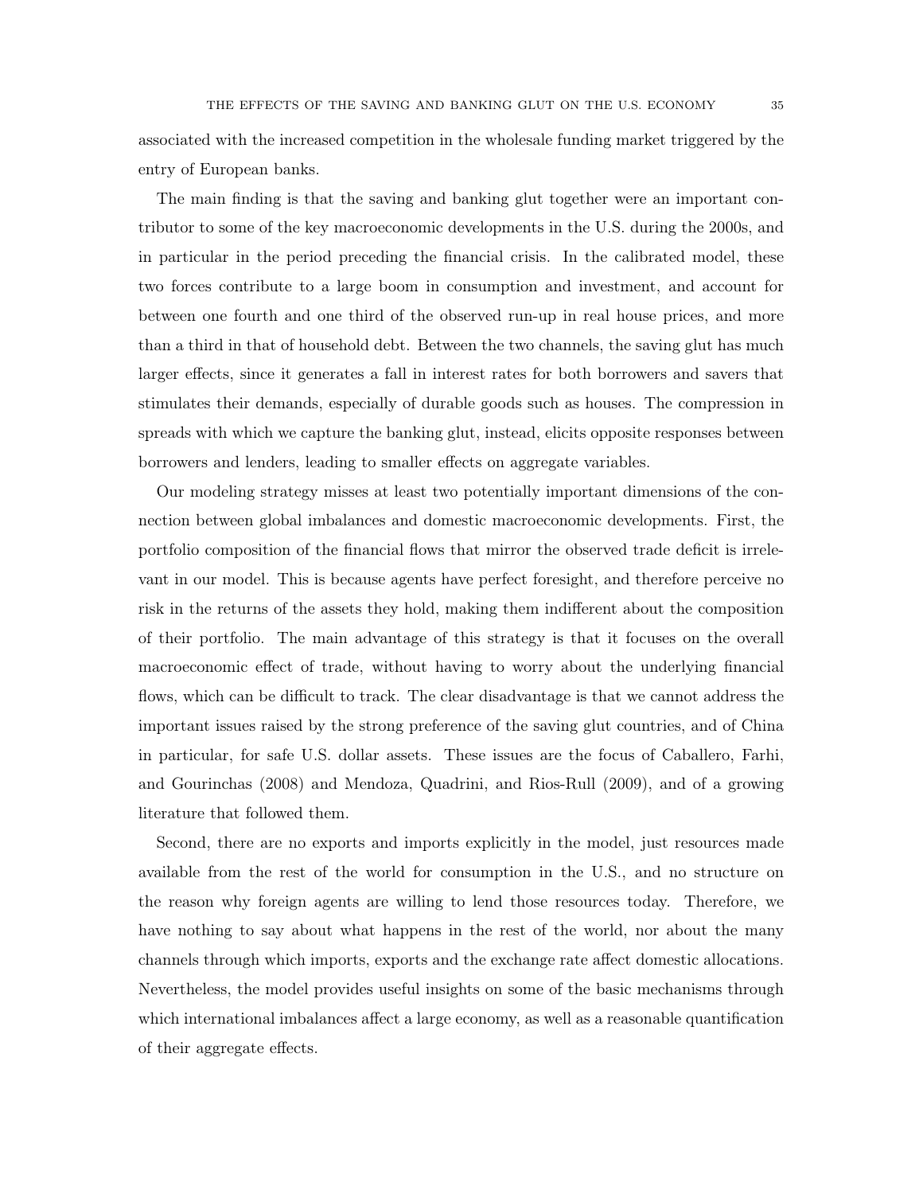associated with the increased competition in the wholesale funding market triggered by the entry of European banks.

The main finding is that the saving and banking glut together were an important contributor to some of the key macroeconomic developments in the U.S. during the 2000s, and in particular in the period preceding the financial crisis. In the calibrated model, these two forces contribute to a large boom in consumption and investment, and account for between one fourth and one third of the observed run-up in real house prices, and more than a third in that of household debt. Between the two channels, the saving glut has much larger effects, since it generates a fall in interest rates for both borrowers and savers that stimulates their demands, especially of durable goods such as houses. The compression in spreads with which we capture the banking glut, instead, elicits opposite responses between borrowers and lenders, leading to smaller effects on aggregate variables.

Our modeling strategy misses at least two potentially important dimensions of the connection between global imbalances and domestic macroeconomic developments. First, the portfolio composition of the financial flows that mirror the observed trade deficit is irrelevant in our model. This is because agents have perfect foresight, and therefore perceive no risk in the returns of the assets they hold, making them indifferent about the composition of their portfolio. The main advantage of this strategy is that it focuses on the overall macroeconomic effect of trade, without having to worry about the underlying financial flows, which can be difficult to track. The clear disadvantage is that we cannot address the important issues raised by the strong preference of the saving glut countries, and of China in particular, for safe U.S. dollar assets. These issues are the focus of Caballero, Farhi, and Gourinchas (2008) and Mendoza, Quadrini, and Rios-Rull (2009), and of a growing literature that followed them.

Second, there are no exports and imports explicitly in the model, just resources made available from the rest of the world for consumption in the U.S., and no structure on the reason why foreign agents are willing to lend those resources today. Therefore, we have nothing to say about what happens in the rest of the world, nor about the many channels through which imports, exports and the exchange rate affect domestic allocations. Nevertheless, the model provides useful insights on some of the basic mechanisms through which international imbalances affect a large economy, as well as a reasonable quantification of their aggregate effects.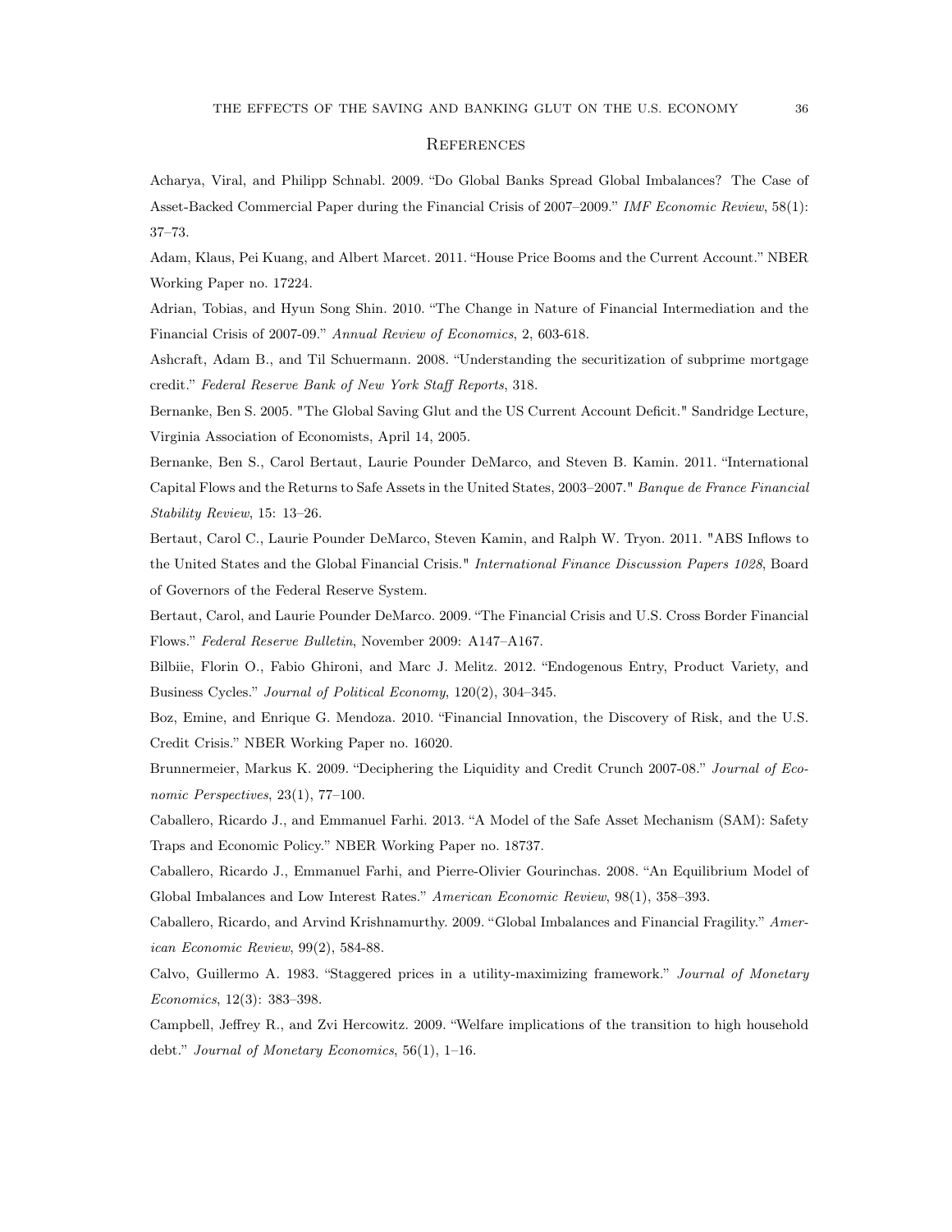## References

Acharya, Viral, and Philipp Schnabl. 2009. "Do Global Banks Spread Global Imbalances? The Case of Asset-Backed Commercial Paper during the Financial Crisis of 2007–2009." *IMF Economic Review*, 58(1): 37–73.

Adam, Klaus, Pei Kuang, and Albert Marcet. 2011. "House Price Booms and the Current Account." NBER Working Paper no. 17224.

Adrian, Tobias, and Hyun Song Shin. 2010. "The Change in Nature of Financial Intermediation and the Financial Crisis of 2007-09." *Annual Review of Economics*, 2, 603-618.

Ashcraft, Adam B., and Til Schuermann. 2008. "Understanding the securitization of subprime mortgage credit." *Federal Reserve Bank of New York Staff Reports*, 318.

Bernanke, Ben S. 2005. "The Global Saving Glut and the US Current Account Deficit." Sandridge Lecture, Virginia Association of Economists, April 14, 2005.

Bernanke, Ben S., Carol Bertaut, Laurie Pounder DeMarco, and Steven B. Kamin. 2011. "International Capital Flows and the Returns to Safe Assets in the United States, 2003–2007." *Banque de France Financial Stability Review*, 15: 13–26.

Bertaut, Carol C., Laurie Pounder DeMarco, Steven Kamin, and Ralph W. Tryon. 2011. "ABS Inflows to the United States and the Global Financial Crisis." *International Finance Discussion Papers 1028*, Board of Governors of the Federal Reserve System.

Bertaut, Carol, and Laurie Pounder DeMarco. 2009. "The Financial Crisis and U.S. Cross Border Financial Flows." *Federal Reserve Bulletin*, November 2009: A147–A167.

Bilbiie, Florin O., Fabio Ghironi, and Marc J. Melitz. 2012. "Endogenous Entry, Product Variety, and Business Cycles." *Journal of Political Economy*, 120(2), 304–345.

Boz, Emine, and Enrique G. Mendoza. 2010. "Financial Innovation, the Discovery of Risk, and the U.S. Credit Crisis." NBER Working Paper no. 16020.

Brunnermeier, Markus K. 2009. "Deciphering the Liquidity and Credit Crunch 2007-08." *Journal of Economic Perspectives*, 23(1), 77–100.

Caballero, Ricardo J., and Emmanuel Farhi. 2013. "A Model of the Safe Asset Mechanism (SAM): Safety Traps and Economic Policy." NBER Working Paper no. 18737.

Caballero, Ricardo J., Emmanuel Farhi, and Pierre-Olivier Gourinchas. 2008. "An Equilibrium Model of Global Imbalances and Low Interest Rates." *American Economic Review*, 98(1), 358–393.

Caballero, Ricardo, and Arvind Krishnamurthy. 2009. "Global Imbalances and Financial Fragility." *American Economic Review*, 99(2), 584-88.

Calvo, Guillermo A. 1983. "Staggered prices in a utility-maximizing framework." *Journal of Monetary Economics*, 12(3): 383–398.

Campbell, Jeffrey R., and Zvi Hercowitz. 2009. "Welfare implications of the transition to high household debt." *Journal of Monetary Economics*, 56(1), 1–16.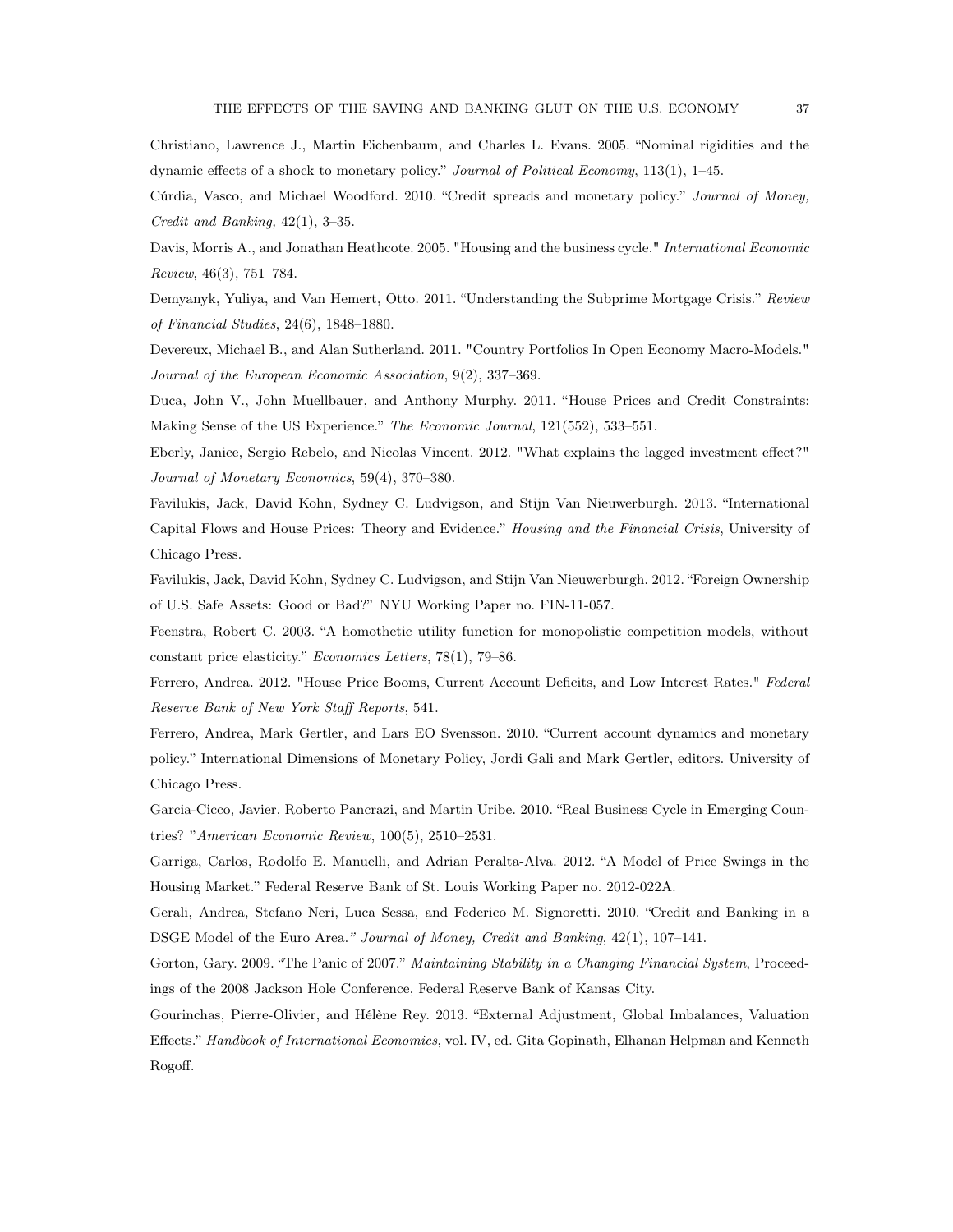Christiano, Lawrence J., Martin Eichenbaum, and Charles L. Evans. 2005. "Nominal rigidities and the dynamic effects of a shock to monetary policy." *Journal of Political Economy*, 113(1), 1–45.

Cúrdia, Vasco, and Michael Woodford. 2010. "Credit spreads and monetary policy." *Journal of Money, Credit and Banking,* 42(1), 3–35.

Davis, Morris A., and Jonathan Heathcote. 2005. "Housing and the business cycle." *International Economic Review*, 46(3), 751–784.

Demyanyk, Yuliya, and Van Hemert, Otto. 2011. "Understanding the Subprime Mortgage Crisis." *Review of Financial Studies*, 24(6), 1848–1880.

Devereux, Michael B., and Alan Sutherland. 2011. "Country Portfolios In Open Economy Macro-Models." *Journal of the European Economic Association*, 9(2), 337–369.

Duca, John V., John Muellbauer, and Anthony Murphy. 2011. "House Prices and Credit Constraints: Making Sense of the US Experience." *The Economic Journal*, 121(552), 533–551.

Eberly, Janice, Sergio Rebelo, and Nicolas Vincent. 2012. "What explains the lagged investment effect?" *Journal of Monetary Economics*, 59(4), 370–380.

Favilukis, Jack, David Kohn, Sydney C. Ludvigson, and Stijn Van Nieuwerburgh. 2013. "International Capital Flows and House Prices: Theory and Evidence." *Housing and the Financial Crisis*, University of Chicago Press.

Favilukis, Jack, David Kohn, Sydney C. Ludvigson, and Stijn Van Nieuwerburgh. 2012. "Foreign Ownership of U.S. Safe Assets: Good or Bad?" NYU Working Paper no. FIN-11-057.

Feenstra, Robert C. 2003. "A homothetic utility function for monopolistic competition models, without constant price elasticity." *Economics Letters*, 78(1), 79–86.

Ferrero, Andrea. 2012. "House Price Booms, Current Account Deficits, and Low Interest Rates." *Federal Reserve Bank of New York Staff Reports*, 541.

Ferrero, Andrea, Mark Gertler, and Lars EO Svensson. 2010. "Current account dynamics and monetary policy." International Dimensions of Monetary Policy, Jordi Gali and Mark Gertler, editors. University of Chicago Press.

Garcia-Cicco, Javier, Roberto Pancrazi, and Martin Uribe. 2010. "Real Business Cycle in Emerging Countries? "*American Economic Review*, 100(5), 2510–2531.

Garriga, Carlos, Rodolfo E. Manuelli, and Adrian Peralta-Alva. 2012. "A Model of Price Swings in the Housing Market." Federal Reserve Bank of St. Louis Working Paper no. 2012-022A.

Gerali, Andrea, Stefano Neri, Luca Sessa, and Federico M. Signoretti. 2010. "Credit and Banking in a DSGE Model of the Euro Area." *Journal of Money, Credit and Banking*, 42(1), 107–141.

Gorton, Gary. 2009. "The Panic of 2007." *Maintaining Stability in a Changing Financial System*, Proceedings of the 2008 Jackson Hole Conference, Federal Reserve Bank of Kansas City.

Gourinchas, Pierre-Olivier, and Hélène Rey. 2013. "External Adjustment, Global Imbalances, Valuation Effects." *Handbook of International Economics*, vol. IV, ed. Gita Gopinath, Elhanan Helpman and Kenneth Rogoff.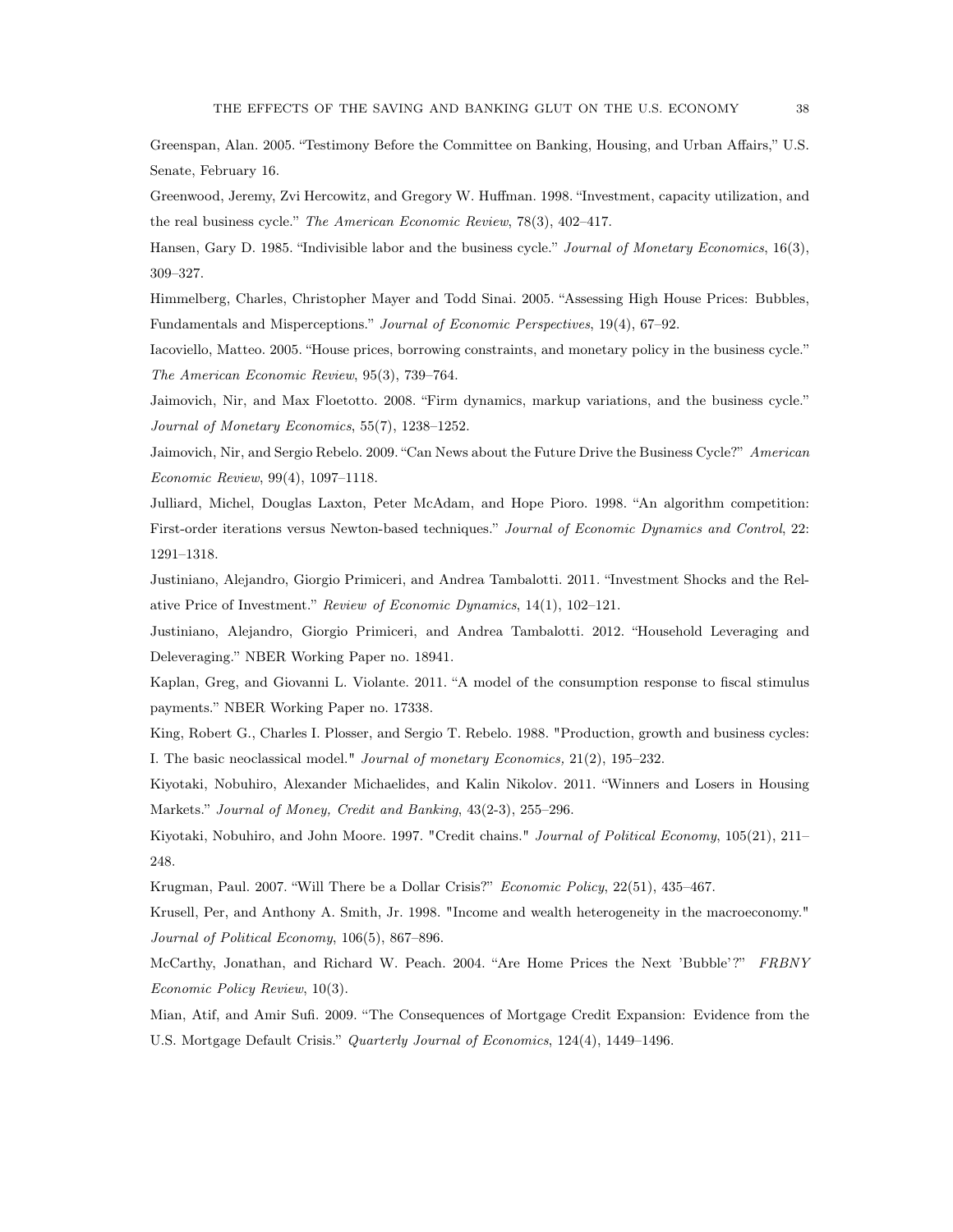Greenspan, Alan. 2005. "Testimony Before the Committee on Banking, Housing, and Urban Affairs," U.S. Senate, February 16.

Greenwood, Jeremy, Zvi Hercowitz, and Gregory W. Huffman. 1998. "Investment, capacity utilization, and the real business cycle." *The American Economic Review*, 78(3), 402–417.

Hansen, Gary D. 1985. "Indivisible labor and the business cycle." *Journal of Monetary Economics*, 16(3), 309–327.

Himmelberg, Charles, Christopher Mayer and Todd Sinai. 2005. "Assessing High House Prices: Bubbles, Fundamentals and Misperceptions." *Journal of Economic Perspectives*, 19(4), 67–92.

Iacoviello, Matteo. 2005. "House prices, borrowing constraints, and monetary policy in the business cycle." *The American Economic Review*, 95(3), 739–764.

Jaimovich, Nir, and Max Floetotto. 2008. "Firm dynamics, markup variations, and the business cycle." *Journal of Monetary Economics*, 55(7), 1238–1252.

Jaimovich, Nir, and Sergio Rebelo. 2009. "Can News about the Future Drive the Business Cycle?" *American Economic Review*, 99(4), 1097–1118.

Julliard, Michel, Douglas Laxton, Peter McAdam, and Hope Pioro. 1998. "An algorithm competition: First-order iterations versus Newton-based techniques." *Journal of Economic Dynamics and Control*, 22: 1291–1318.

Justiniano, Alejandro, Giorgio Primiceri, and Andrea Tambalotti. 2011. "Investment Shocks and the Relative Price of Investment." *Review of Economic Dynamics*, 14(1), 102–121.

Justiniano, Alejandro, Giorgio Primiceri, and Andrea Tambalotti. 2012. "Household Leveraging and Deleveraging." NBER Working Paper no. 18941.

Kaplan, Greg, and Giovanni L. Violante. 2011. "A model of the consumption response to fiscal stimulus payments." NBER Working Paper no. 17338.

King, Robert G., Charles I. Plosser, and Sergio T. Rebelo. 1988. "Production, growth and business cycles: I. The basic neoclassical model." *Journal of monetary Economics,* 21(2), 195–232.

Kiyotaki, Nobuhiro, Alexander Michaelides, and Kalin Nikolov. 2011. "Winners and Losers in Housing Markets." *Journal of Money, Credit and Banking*, 43(2-3), 255–296.

Kiyotaki, Nobuhiro, and John Moore. 1997. "Credit chains." *Journal of Political Economy*, 105(21), 211–248.

Krugman, Paul. 2007. "Will There be a Dollar Crisis?" *Economic Policy*, 22(51), 435–467.

Krusell, Per, and Anthony A. Smith, Jr. 1998. "Income and wealth heterogeneity in the macroeconomy." *Journal of Political Economy*, 106(5), 867–896.

McCarthy, Jonathan, and Richard W. Peach. 2004. "Are Home Prices the Next 'Bubble'?" *FRBNY Economic Policy Review*, 10(3).

Mian, Atif, and Amir Sufi. 2009. "The Consequences of Mortgage Credit Expansion: Evidence from the U.S. Mortgage Default Crisis." *Quarterly Journal of Economics*, 124(4), 1449–1496.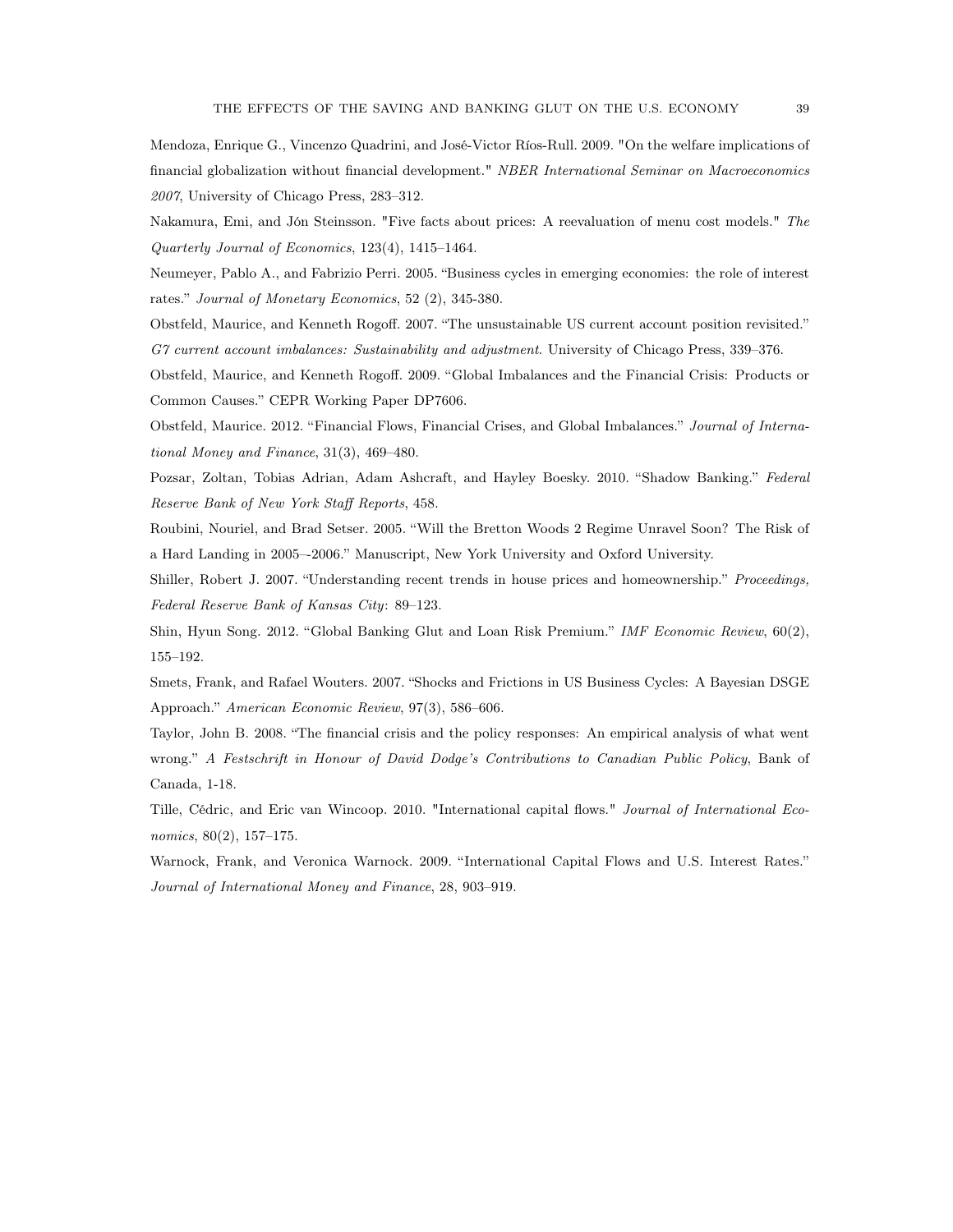Mendoza, Enrique G., Vincenzo Quadrini, and José-Victor Ríos-Rull. 2009. "On the welfare implications of financial globalization without financial development." *NBER International Seminar on Macroeconomics 2007*, University of Chicago Press, 283–312.

Nakamura, Emi, and Jón Steinsson. "Five facts about prices: A reevaluation of menu cost models." *The Quarterly Journal of Economics*, 123(4), 1415–1464.

Neumeyer, Pablo A., and Fabrizio Perri. 2005. "Business cycles in emerging economies: the role of interest rates." *Journal of Monetary Economics*, 52 (2), 345-380.

Obstfeld, Maurice, and Kenneth Rogoff. 2007. "The unsustainable US current account position revisited." *G7 current account imbalances: Sustainability and adjustment*. University of Chicago Press, 339–376.

Obstfeld, Maurice, and Kenneth Rogoff. 2009. "Global Imbalances and the Financial Crisis: Products or Common Causes." CEPR Working Paper DP7606.

Obstfeld, Maurice. 2012. "Financial Flows, Financial Crises, and Global Imbalances." *Journal of International Money and Finance*, 31(3), 469–480.

Pozsar, Zoltan, Tobias Adrian, Adam Ashcraft, and Hayley Boesky. 2010. "Shadow Banking." *Federal Reserve Bank of New York Staff Reports*, 458.

Roubini, Nouriel, and Brad Setser. 2005. "Will the Bretton Woods 2 Regime Unravel Soon? The Risk of a Hard Landing in 2005–-2006." Manuscript, New York University and Oxford University.

Shiller, Robert J. 2007. "Understanding recent trends in house prices and homeownership." *Proceedings, Federal Reserve Bank of Kansas City*: 89–123.

Shin, Hyun Song. 2012. "Global Banking Glut and Loan Risk Premium." *IMF Economic Review*, 60(2), 155–192.

Smets, Frank, and Rafael Wouters. 2007. "Shocks and Frictions in US Business Cycles: A Bayesian DSGE Approach." *American Economic Review*, 97(3), 586–606.

Taylor, John B. 2008. "The financial crisis and the policy responses: An empirical analysis of what went wrong." *A Festschrift in Honour of David Dodge's Contributions to Canadian Public Policy*, Bank of Canada, 1-18.

Tille, Cédric, and Eric van Wincoop. 2010. "International capital flows." *Journal of International Economics*, 80(2), 157–175.

Warnock, Frank, and Veronica Warnock. 2009. "International Capital Flows and U.S. Interest Rates." *Journal of International Money and Finance*, 28, 903–919.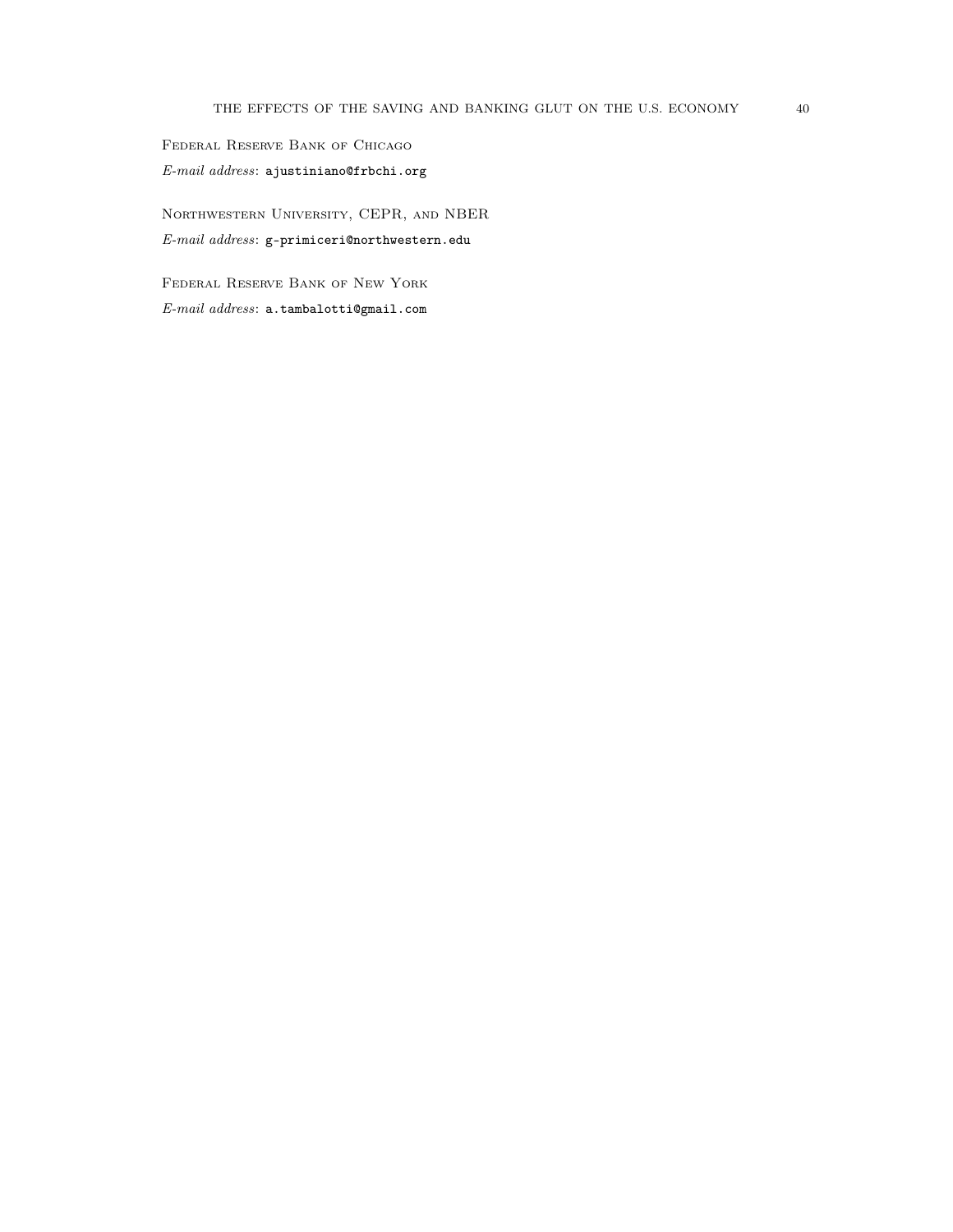Federal Reserve Bank of Chicago

*E-mail address*: ajustiniano@frbchi.org

Northwestern University, CEPR, and NBER

*E-mail address*: g-primiceri@northwestern.edu

Federal Reserve Bank of New York

*E-mail address*: a.tambalotti@gmail.com